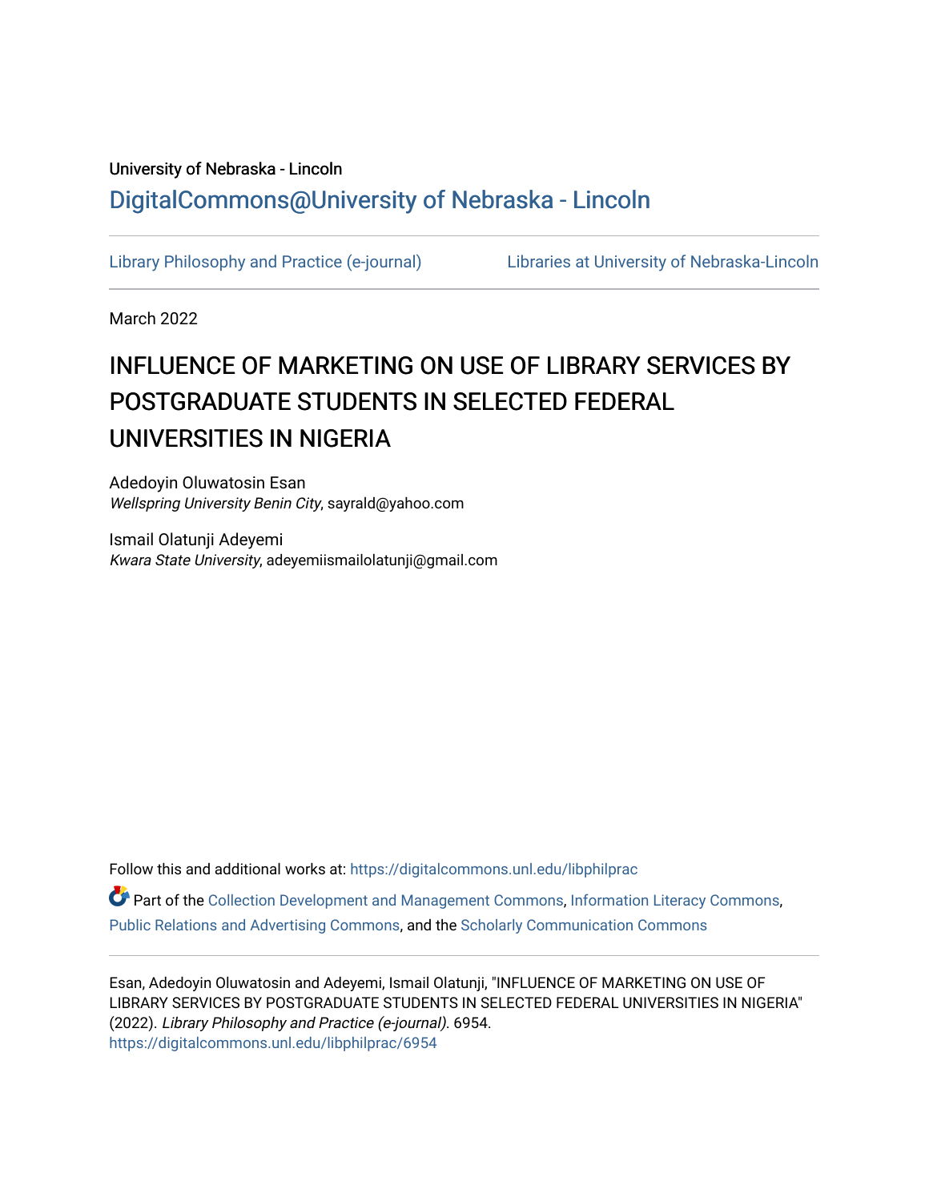University of Nebraska - Lincoln

DigitalCommons@University of Nebraska - Lincoln

Library Philosophy and Practice (e-journal)

Libraries at University of Nebraska-Lincoln

March 2022

# INFLUENCE OF MARKETING ON USE OF LIBRARY SERVICES BY POSTGRADUATE STUDENTS IN SELECTED FEDERAL UNIVERSITIES IN NIGERIA

Adedoyin Oluwatosin Esan
*Wellspring University Benin City*, sayrald@yahoo.com

Ismail Olatunji Adeyemi
*Kwara State University*, adeyemiismailolatunji@gmail.com

Follow this and additional works at: https://digitalcommons.unl.edu/libphilprac

Part of the Collection Development and Management Commons, Information Literacy Commons, Public Relations and Advertising Commons, and the Scholarly Communication Commons

Esan, Adedoyin Oluwatosin and Adeyemi, Ismail Olatunji, "INFLUENCE OF MARKETING ON USE OF LIBRARY SERVICES BY POSTGRADUATE STUDENTS IN SELECTED FEDERAL UNIVERSITIES IN NIGERIA" (2022). *Library Philosophy and Practice (e-journal)*. 6954.
https://digitalcommons.unl.edu/libphilprac/6954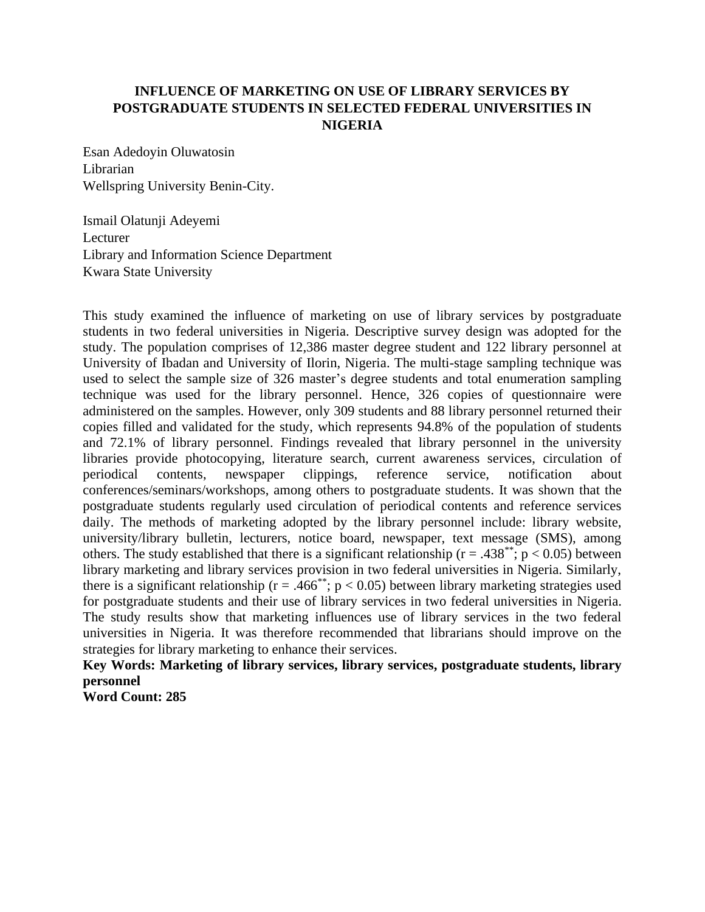# INFLUENCE OF MARKETING ON USE OF LIBRARY SERVICES BY POSTGRADUATE STUDENTS IN SELECTED FEDERAL UNIVERSITIES IN NIGERIA

Esan Adedoyin Oluwatosin
Librarian
Wellspring University Benin-City.

Ismail Olatunji Adeyemi
Lecturer
Library and Information Science Department
Kwara State University

This study examined the influence of marketing on use of library services by postgraduate students in two federal universities in Nigeria. Descriptive survey design was adopted for the study. The population comprises of 12,386 master degree student and 122 library personnel at University of Ibadan and University of Ilorin, Nigeria. The multi-stage sampling technique was used to select the sample size of 326 master's degree students and total enumeration sampling technique was used for the library personnel. Hence, 326 copies of questionnaire were administered on the samples. However, only 309 students and 88 library personnel returned their copies filled and validated for the study, which represents 94.8% of the population of students and 72.1% of library personnel. Findings revealed that library personnel in the university libraries provide photocopying, literature search, current awareness services, circulation of periodical contents, newspaper clippings, reference service, notification about conferences/seminars/workshops, among others to postgraduate students. It was shown that the postgraduate students regularly used circulation of periodical contents and reference services daily. The methods of marketing adopted by the library personnel include: library website, university/library bulletin, lecturers, notice board, newspaper, text message (SMS), among others. The study established that there is a significant relationship ($r = .438^{**}$; $p < 0.05$) between library marketing and library services provision in two federal universities in Nigeria. Similarly, there is a significant relationship ($r = .466^{**}$; $p < 0.05$) between library marketing strategies used for postgraduate students and their use of library services in two federal universities in Nigeria. The study results show that marketing influences use of library services in the two federal universities in Nigeria. It was therefore recommended that librarians should improve on the strategies for library marketing to enhance their services.

**Key Words: Marketing of library services, library services, postgraduate students, library personnel**

**Word Count: 285**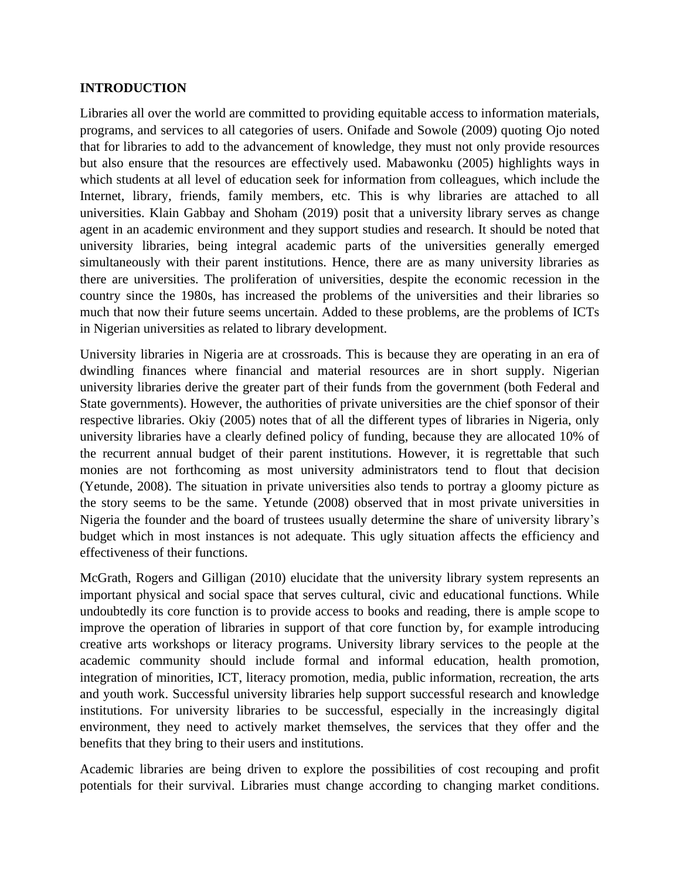**INTRODUCTION**

Libraries all over the world are committed to providing equitable access to information materials, programs, and services to all categories of users. Onifade and Sowole (2009) quoting Ojo noted that for libraries to add to the advancement of knowledge, they must not only provide resources but also ensure that the resources are effectively used. Mabawonku (2005) highlights ways in which students at all level of education seek for information from colleagues, which include the Internet, library, friends, family members, etc. This is why libraries are attached to all universities. Klain Gabbay and Shoham (2019) posit that a university library serves as change agent in an academic environment and they support studies and research. It should be noted that university libraries, being integral academic parts of the universities generally emerged simultaneously with their parent institutions. Hence, there are as many university libraries as there are universities. The proliferation of universities, despite the economic recession in the country since the 1980s, has increased the problems of the universities and their libraries so much that now their future seems uncertain. Added to these problems, are the problems of ICTs in Nigerian universities as related to library development.

University libraries in Nigeria are at crossroads. This is because they are operating in an era of dwindling finances where financial and material resources are in short supply. Nigerian university libraries derive the greater part of their funds from the government (both Federal and State governments). However, the authorities of private universities are the chief sponsor of their respective libraries. Okiy (2005) notes that of all the different types of libraries in Nigeria, only university libraries have a clearly defined policy of funding, because they are allocated 10% of the recurrent annual budget of their parent institutions. However, it is regrettable that such monies are not forthcoming as most university administrators tend to flout that decision (Yetunde, 2008). The situation in private universities also tends to portray a gloomy picture as the story seems to be the same. Yetunde (2008) observed that in most private universities in Nigeria the founder and the board of trustees usually determine the share of university library's budget which in most instances is not adequate. This ugly situation affects the efficiency and effectiveness of their functions.

McGrath, Rogers and Gilligan (2010) elucidate that the university library system represents an important physical and social space that serves cultural, civic and educational functions. While undoubtedly its core function is to provide access to books and reading, there is ample scope to improve the operation of libraries in support of that core function by, for example introducing creative arts workshops or literacy programs. University library services to the people at the academic community should include formal and informal education, health promotion, integration of minorities, ICT, literacy promotion, media, public information, recreation, the arts and youth work. Successful university libraries help support successful research and knowledge institutions. For university libraries to be successful, especially in the increasingly digital environment, they need to actively market themselves, the services that they offer and the benefits that they bring to their users and institutions.

Academic libraries are being driven to explore the possibilities of cost recouping and profit potentials for their survival. Libraries must change according to changing market conditions.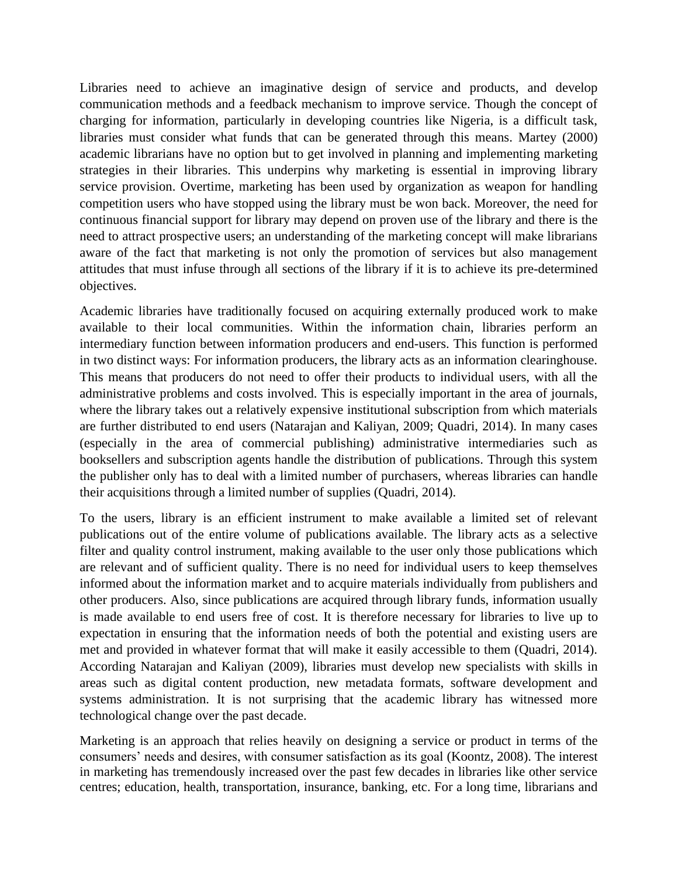Libraries need to achieve an imaginative design of service and products, and develop communication methods and a feedback mechanism to improve service. Though the concept of charging for information, particularly in developing countries like Nigeria, is a difficult task, libraries must consider what funds that can be generated through this means. Martey (2000) academic librarians have no option but to get involved in planning and implementing marketing strategies in their libraries. This underpins why marketing is essential in improving library service provision. Overtime, marketing has been used by organization as weapon for handling competition users who have stopped using the library must be won back. Moreover, the need for continuous financial support for library may depend on proven use of the library and there is the need to attract prospective users; an understanding of the marketing concept will make librarians aware of the fact that marketing is not only the promotion of services but also management attitudes that must infuse through all sections of the library if it is to achieve its pre-determined objectives.

Academic libraries have traditionally focused on acquiring externally produced work to make available to their local communities. Within the information chain, libraries perform an intermediary function between information producers and end-users. This function is performed in two distinct ways: For information producers, the library acts as an information clearinghouse. This means that producers do not need to offer their products to individual users, with all the administrative problems and costs involved. This is especially important in the area of journals, where the library takes out a relatively expensive institutional subscription from which materials are further distributed to end users (Natarajan and Kaliyan, 2009; Quadri, 2014). In many cases (especially in the area of commercial publishing) administrative intermediaries such as booksellers and subscription agents handle the distribution of publications. Through this system the publisher only has to deal with a limited number of purchasers, whereas libraries can handle their acquisitions through a limited number of supplies (Quadri, 2014).

To the users, library is an efficient instrument to make available a limited set of relevant publications out of the entire volume of publications available. The library acts as a selective filter and quality control instrument, making available to the user only those publications which are relevant and of sufficient quality. There is no need for individual users to keep themselves informed about the information market and to acquire materials individually from publishers and other producers. Also, since publications are acquired through library funds, information usually is made available to end users free of cost. It is therefore necessary for libraries to live up to expectation in ensuring that the information needs of both the potential and existing users are met and provided in whatever format that will make it easily accessible to them (Quadri, 2014). According Natarajan and Kaliyan (2009), libraries must develop new specialists with skills in areas such as digital content production, new metadata formats, software development and systems administration. It is not surprising that the academic library has witnessed more technological change over the past decade.

Marketing is an approach that relies heavily on designing a service or product in terms of the consumers' needs and desires, with consumer satisfaction as its goal (Koontz, 2008). The interest in marketing has tremendously increased over the past few decades in libraries like other service centres; education, health, transportation, insurance, banking, etc. For a long time, librarians and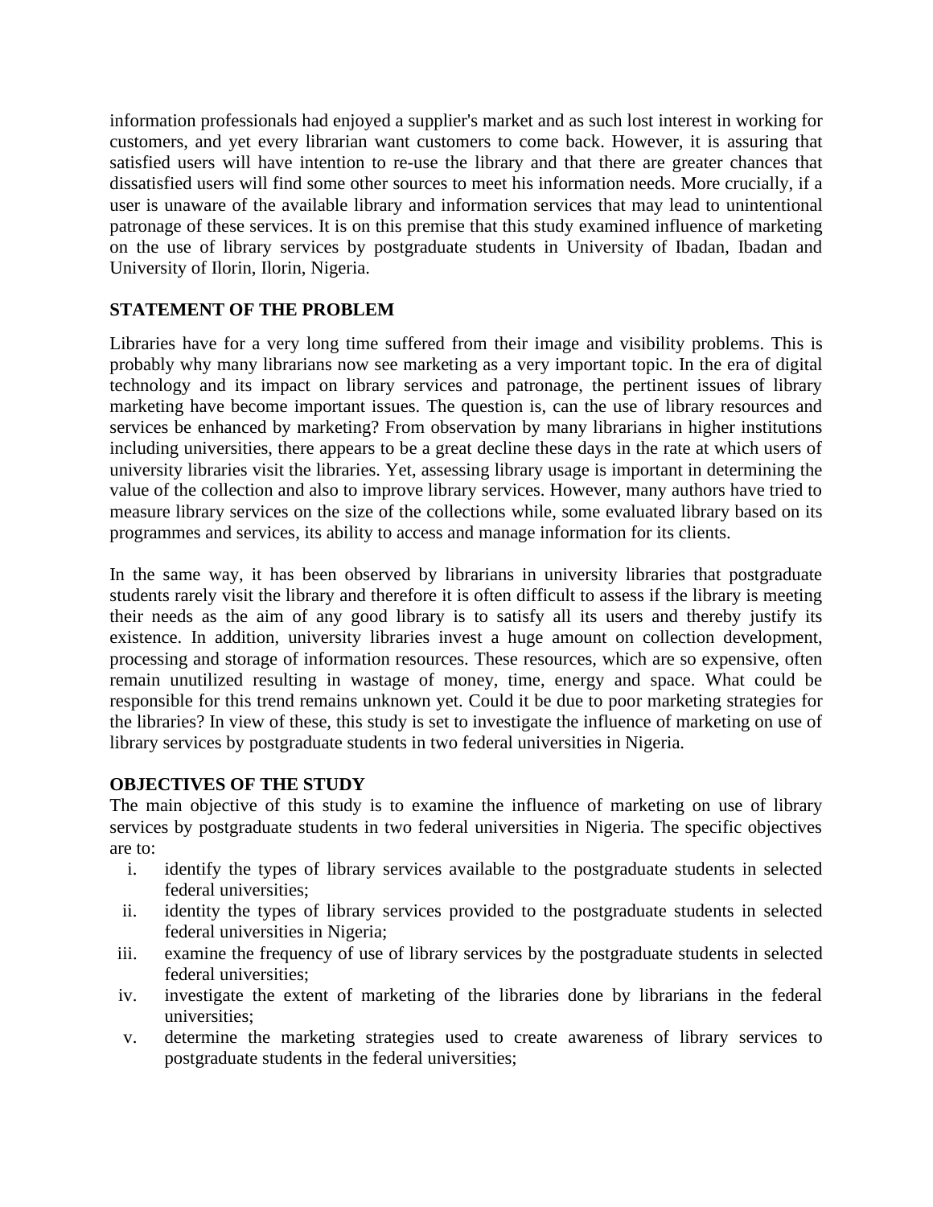information professionals had enjoyed a supplier's market and as such lost interest in working for customers, and yet every librarian want customers to come back. However, it is assuring that satisfied users will have intention to re-use the library and that there are greater chances that dissatisfied users will find some other sources to meet his information needs. More crucially, if a user is unaware of the available library and information services that may lead to unintentional patronage of these services. It is on this premise that this study examined influence of marketing on the use of library services by postgraduate students in University of Ibadan, Ibadan and University of Ilorin, Ilorin, Nigeria.

## STATEMENT OF THE PROBLEM

Libraries have for a very long time suffered from their image and visibility problems. This is probably why many librarians now see marketing as a very important topic. In the era of digital technology and its impact on library services and patronage, the pertinent issues of library marketing have become important issues. The question is, can the use of library resources and services be enhanced by marketing? From observation by many librarians in higher institutions including universities, there appears to be a great decline these days in the rate at which users of university libraries visit the libraries. Yet, assessing library usage is important in determining the value of the collection and also to improve library services. However, many authors have tried to measure library services on the size of the collections while, some evaluated library based on its programmes and services, its ability to access and manage information for its clients.

In the same way, it has been observed by librarians in university libraries that postgraduate students rarely visit the library and therefore it is often difficult to assess if the library is meeting their needs as the aim of any good library is to satisfy all its users and thereby justify its existence. In addition, university libraries invest a huge amount on collection development, processing and storage of information resources. These resources, which are so expensive, often remain unutilized resulting in wastage of money, time, energy and space. What could be responsible for this trend remains unknown yet. Could it be due to poor marketing strategies for the libraries? In view of these, this study is set to investigate the influence of marketing on use of library services by postgraduate students in two federal universities in Nigeria.

## OBJECTIVES OF THE STUDY

The main objective of this study is to examine the influence of marketing on use of library services by postgraduate students in two federal universities in Nigeria. The specific objectives are to:

i. identify the types of library services available to the postgraduate students in selected federal universities;
ii. identity the types of library services provided to the postgraduate students in selected federal universities in Nigeria;
iii. examine the frequency of use of library services by the postgraduate students in selected federal universities;
iv. investigate the extent of marketing of the libraries done by librarians in the federal universities;
v. determine the marketing strategies used to create awareness of library services to postgraduate students in the federal universities;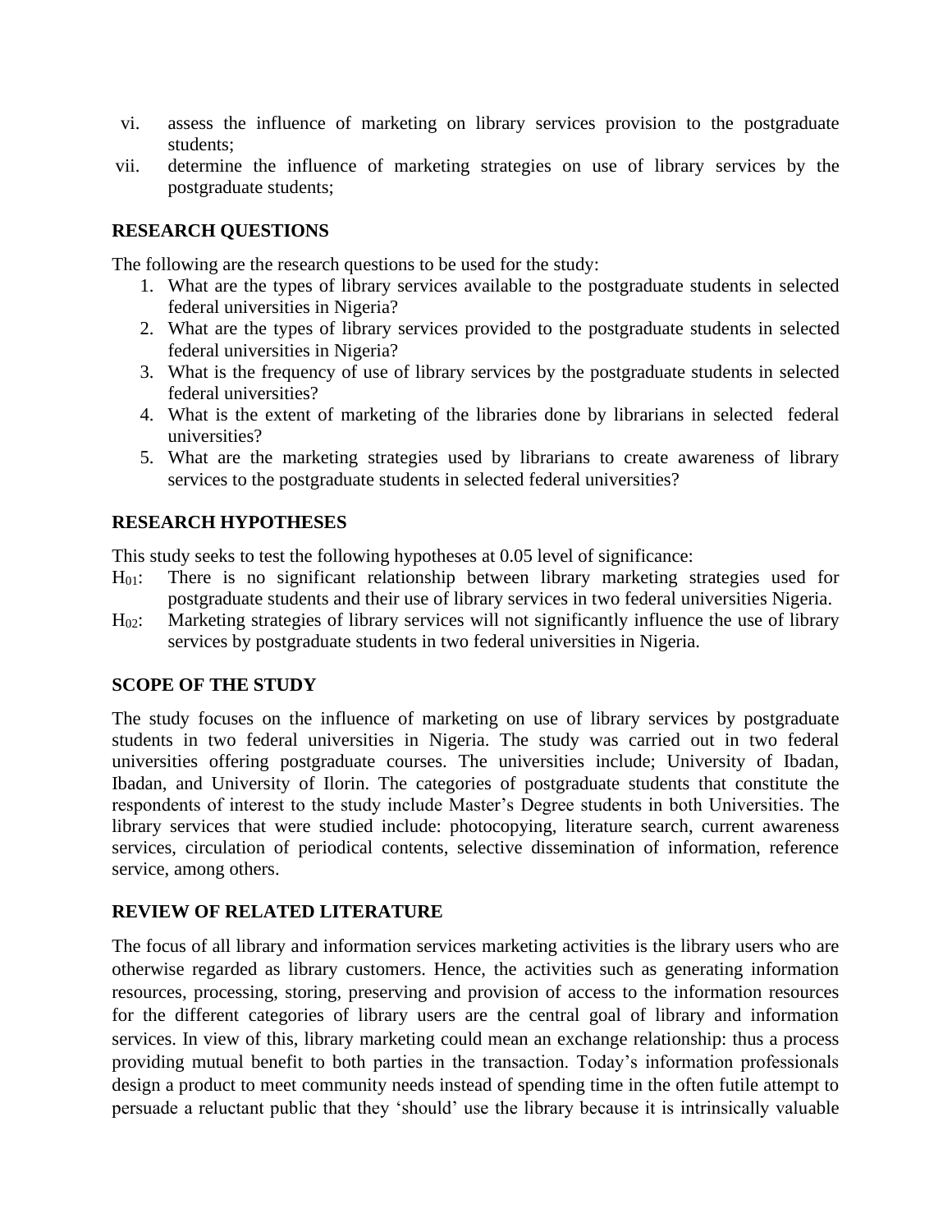vi. assess the influence of marketing on library services provision to the postgraduate students;

vii. determine the influence of marketing strategies on use of library services by the postgraduate students;

## RESEARCH QUESTIONS

The following are the research questions to be used for the study:

1. What are the types of library services available to the postgraduate students in selected federal universities in Nigeria?
2. What are the types of library services provided to the postgraduate students in selected federal universities in Nigeria?
3. What is the frequency of use of library services by the postgraduate students in selected federal universities?
4. What is the extent of marketing of the libraries done by librarians in selected federal universities?
5. What are the marketing strategies used by librarians to create awareness of library services to the postgraduate students in selected federal universities?

## RESEARCH HYPOTHESES

This study seeks to test the following hypotheses at 0.05 level of significance:

$H_{01}$: There is no significant relationship between library marketing strategies used for postgraduate students and their use of library services in two federal universities Nigeria.

$H_{02}$: Marketing strategies of library services will not significantly influence the use of library services by postgraduate students in two federal universities in Nigeria.

## SCOPE OF THE STUDY

The study focuses on the influence of marketing on use of library services by postgraduate students in two federal universities in Nigeria. The study was carried out in two federal universities offering postgraduate courses. The universities include; University of Ibadan, Ibadan, and University of Ilorin. The categories of postgraduate students that constitute the respondents of interest to the study include Master's Degree students in both Universities. The library services that were studied include: photocopying, literature search, current awareness services, circulation of periodical contents, selective dissemination of information, reference service, among others.

## REVIEW OF RELATED LITERATURE

The focus of all library and information services marketing activities is the library users who are otherwise regarded as library customers. Hence, the activities such as generating information resources, processing, storing, preserving and provision of access to the information resources for the different categories of library users are the central goal of library and information services. In view of this, library marketing could mean an exchange relationship: thus a process providing mutual benefit to both parties in the transaction. Today's information professionals design a product to meet community needs instead of spending time in the often futile attempt to persuade a reluctant public that they 'should' use the library because it is intrinsically valuable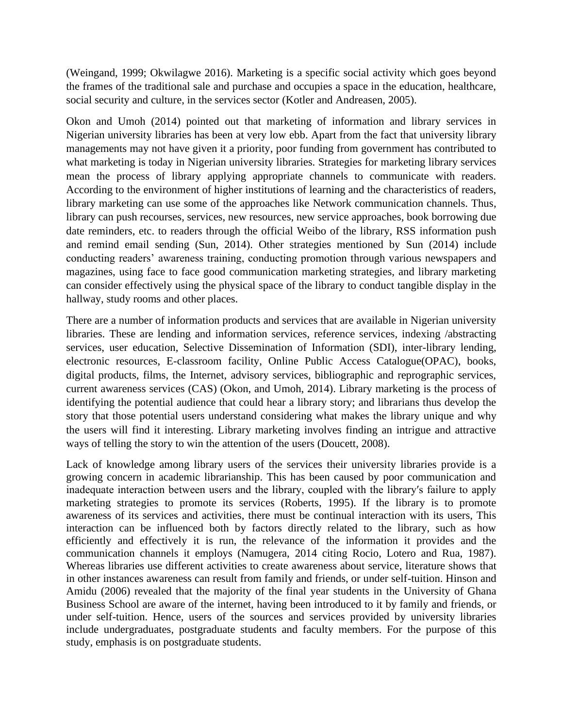(Weingand, 1999; Okwilagwe 2016). Marketing is a specific social activity which goes beyond the frames of the traditional sale and purchase and occupies a space in the education, healthcare, social security and culture, in the services sector (Kotler and Andreasen, 2005).

Okon and Umoh (2014) pointed out that marketing of information and library services in Nigerian university libraries has been at very low ebb. Apart from the fact that university library managements may not have given it a priority, poor funding from government has contributed to what marketing is today in Nigerian university libraries. Strategies for marketing library services mean the process of library applying appropriate channels to communicate with readers. According to the environment of higher institutions of learning and the characteristics of readers, library marketing can use some of the approaches like Network communication channels. Thus, library can push recourses, services, new resources, new service approaches, book borrowing due date reminders, etc. to readers through the official Weibo of the library, RSS information push and remind email sending (Sun, 2014). Other strategies mentioned by Sun (2014) include conducting readers' awareness training, conducting promotion through various newspapers and magazines, using face to face good communication marketing strategies, and library marketing can consider effectively using the physical space of the library to conduct tangible display in the hallway, study rooms and other places.

There are a number of information products and services that are available in Nigerian university libraries. These are lending and information services, reference services, indexing /abstracting services, user education, Selective Dissemination of Information (SDI), inter-library lending, electronic resources, E-classroom facility, Online Public Access Catalogue(OPAC), books, digital products, films, the Internet, advisory services, bibliographic and reprographic services, current awareness services (CAS) (Okon, and Umoh, 2014). Library marketing is the process of identifying the potential audience that could hear a library story; and librarians thus develop the story that those potential users understand considering what makes the library unique and why the users will find it interesting. Library marketing involves finding an intrigue and attractive ways of telling the story to win the attention of the users (Doucett, 2008).

Lack of knowledge among library users of the services their university libraries provide is a growing concern in academic librarianship. This has been caused by poor communication and inadequate interaction between users and the library, coupled with the library′s failure to apply marketing strategies to promote its services (Roberts, 1995). If the library is to promote awareness of its services and activities, there must be continual interaction with its users, This interaction can be influenced both by factors directly related to the library, such as how efficiently and effectively it is run, the relevance of the information it provides and the communication channels it employs (Namugera, 2014 citing Rocio, Lotero and Rua, 1987). Whereas libraries use different activities to create awareness about service, literature shows that in other instances awareness can result from family and friends, or under self-tuition. Hinson and Amidu (2006) revealed that the majority of the final year students in the University of Ghana Business School are aware of the internet, having been introduced to it by family and friends, or under self-tuition. Hence, users of the sources and services provided by university libraries include undergraduates, postgraduate students and faculty members. For the purpose of this study, emphasis is on postgraduate students.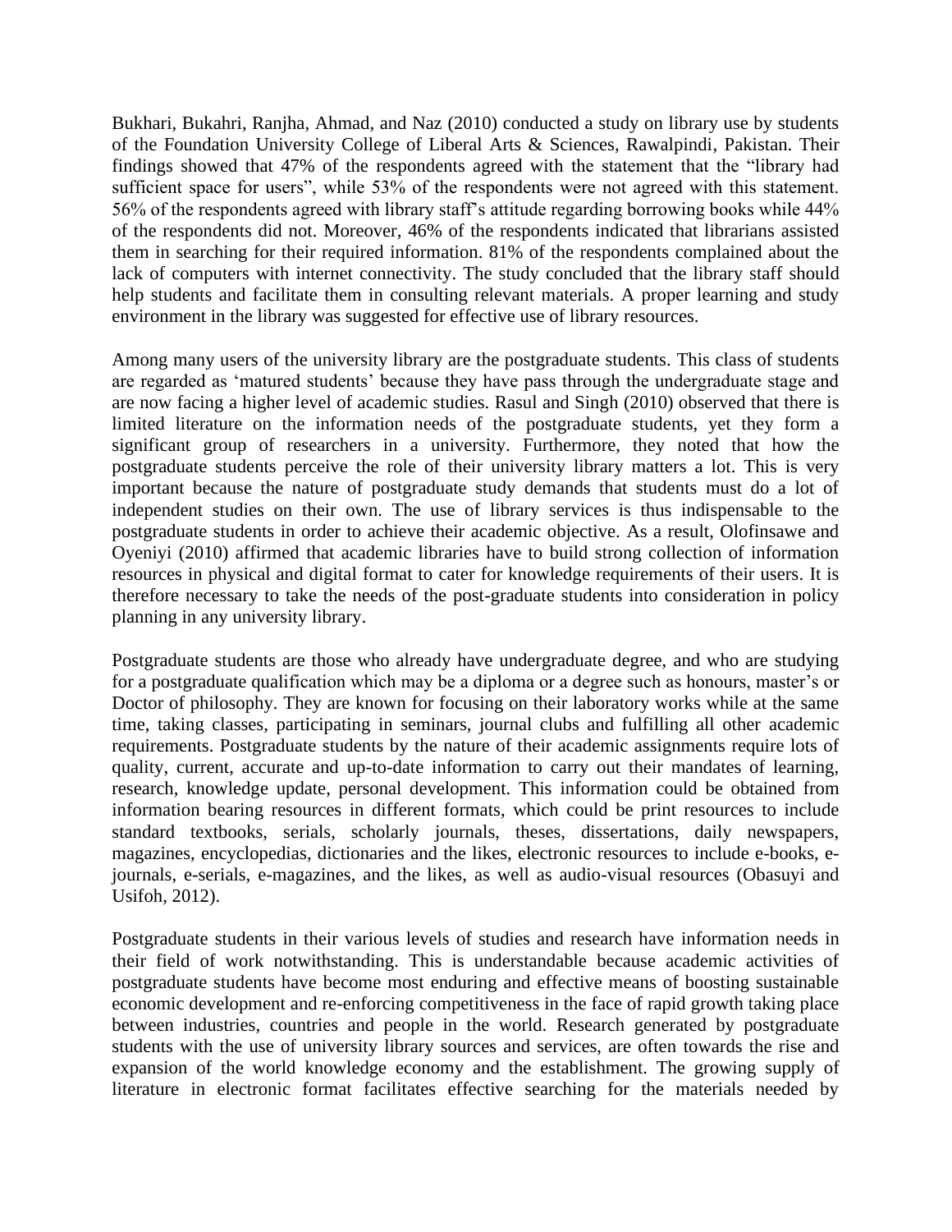Bukhari, Bukahri, Ranjha, Ahmad, and Naz (2010) conducted a study on library use by students of the Foundation University College of Liberal Arts & Sciences, Rawalpindi, Pakistan. Their findings showed that 47% of the respondents agreed with the statement that the "library had sufficient space for users", while 53% of the respondents were not agreed with this statement. 56% of the respondents agreed with library staff's attitude regarding borrowing books while 44% of the respondents did not. Moreover, 46% of the respondents indicated that librarians assisted them in searching for their required information. 81% of the respondents complained about the lack of computers with internet connectivity. The study concluded that the library staff should help students and facilitate them in consulting relevant materials. A proper learning and study environment in the library was suggested for effective use of library resources.

Among many users of the university library are the postgraduate students. This class of students are regarded as 'matured students' because they have pass through the undergraduate stage and are now facing a higher level of academic studies. Rasul and Singh (2010) observed that there is limited literature on the information needs of the postgraduate students, yet they form a significant group of researchers in a university. Furthermore, they noted that how the postgraduate students perceive the role of their university library matters a lot. This is very important because the nature of postgraduate study demands that students must do a lot of independent studies on their own. The use of library services is thus indispensable to the postgraduate students in order to achieve their academic objective. As a result, Olofinsawe and Oyeniyi (2010) affirmed that academic libraries have to build strong collection of information resources in physical and digital format to cater for knowledge requirements of their users. It is therefore necessary to take the needs of the post-graduate students into consideration in policy planning in any university library.

Postgraduate students are those who already have undergraduate degree, and who are studying for a postgraduate qualification which may be a diploma or a degree such as honours, master's or Doctor of philosophy. They are known for focusing on their laboratory works while at the same time, taking classes, participating in seminars, journal clubs and fulfilling all other academic requirements. Postgraduate students by the nature of their academic assignments require lots of quality, current, accurate and up-to-date information to carry out their mandates of learning, research, knowledge update, personal development. This information could be obtained from information bearing resources in different formats, which could be print resources to include standard textbooks, serials, scholarly journals, theses, dissertations, daily newspapers, magazines, encyclopedias, dictionaries and the likes, electronic resources to include e-books, e-journals, e-serials, e-magazines, and the likes, as well as audio-visual resources (Obasuyi and Usifoh, 2012).

Postgraduate students in their various levels of studies and research have information needs in their field of work notwithstanding. This is understandable because academic activities of postgraduate students have become most enduring and effective means of boosting sustainable economic development and re-enforcing competitiveness in the face of rapid growth taking place between industries, countries and people in the world. Research generated by postgraduate students with the use of university library sources and services, are often towards the rise and expansion of the world knowledge economy and the establishment. The growing supply of literature in electronic format facilitates effective searching for the materials needed by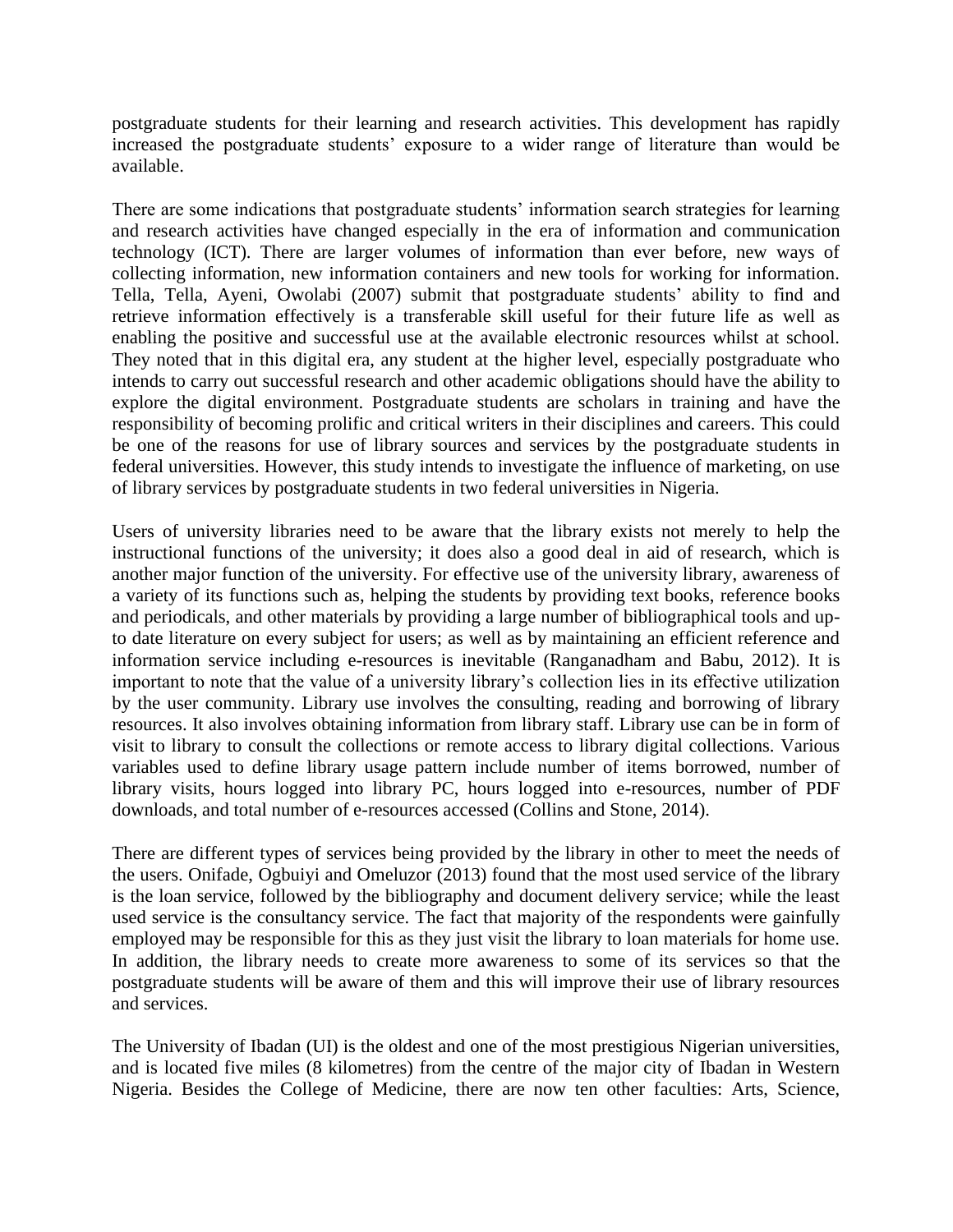postgraduate students for their learning and research activities. This development has rapidly increased the postgraduate students' exposure to a wider range of literature than would be available.

There are some indications that postgraduate students' information search strategies for learning and research activities have changed especially in the era of information and communication technology (ICT). There are larger volumes of information than ever before, new ways of collecting information, new information containers and new tools for working for information. Tella, Tella, Ayeni, Owolabi (2007) submit that postgraduate students' ability to find and retrieve information effectively is a transferable skill useful for their future life as well as enabling the positive and successful use at the available electronic resources whilst at school. They noted that in this digital era, any student at the higher level, especially postgraduate who intends to carry out successful research and other academic obligations should have the ability to explore the digital environment. Postgraduate students are scholars in training and have the responsibility of becoming prolific and critical writers in their disciplines and careers. This could be one of the reasons for use of library sources and services by the postgraduate students in federal universities. However, this study intends to investigate the influence of marketing, on use of library services by postgraduate students in two federal universities in Nigeria.

Users of university libraries need to be aware that the library exists not merely to help the instructional functions of the university; it does also a good deal in aid of research, which is another major function of the university. For effective use of the university library, awareness of a variety of its functions such as, helping the students by providing text books, reference books and periodicals, and other materials by providing a large number of bibliographical tools and up-to date literature on every subject for users; as well as by maintaining an efficient reference and information service including e-resources is inevitable (Ranganadham and Babu, 2012). It is important to note that the value of a university library's collection lies in its effective utilization by the user community. Library use involves the consulting, reading and borrowing of library resources. It also involves obtaining information from library staff. Library use can be in form of visit to library to consult the collections or remote access to library digital collections. Various variables used to define library usage pattern include number of items borrowed, number of library visits, hours logged into library PC, hours logged into e-resources, number of PDF downloads, and total number of e-resources accessed (Collins and Stone, 2014).

There are different types of services being provided by the library in other to meet the needs of the users. Onifade, Ogbuiyi and Omeluzor (2013) found that the most used service of the library is the loan service, followed by the bibliography and document delivery service; while the least used service is the consultancy service. The fact that majority of the respondents were gainfully employed may be responsible for this as they just visit the library to loan materials for home use. In addition, the library needs to create more awareness to some of its services so that the postgraduate students will be aware of them and this will improve their use of library resources and services.

The University of Ibadan (UI) is the oldest and one of the most prestigious Nigerian universities, and is located five miles (8 kilometres) from the centre of the major city of Ibadan in Western Nigeria. Besides the College of Medicine, there are now ten other faculties: Arts, Science,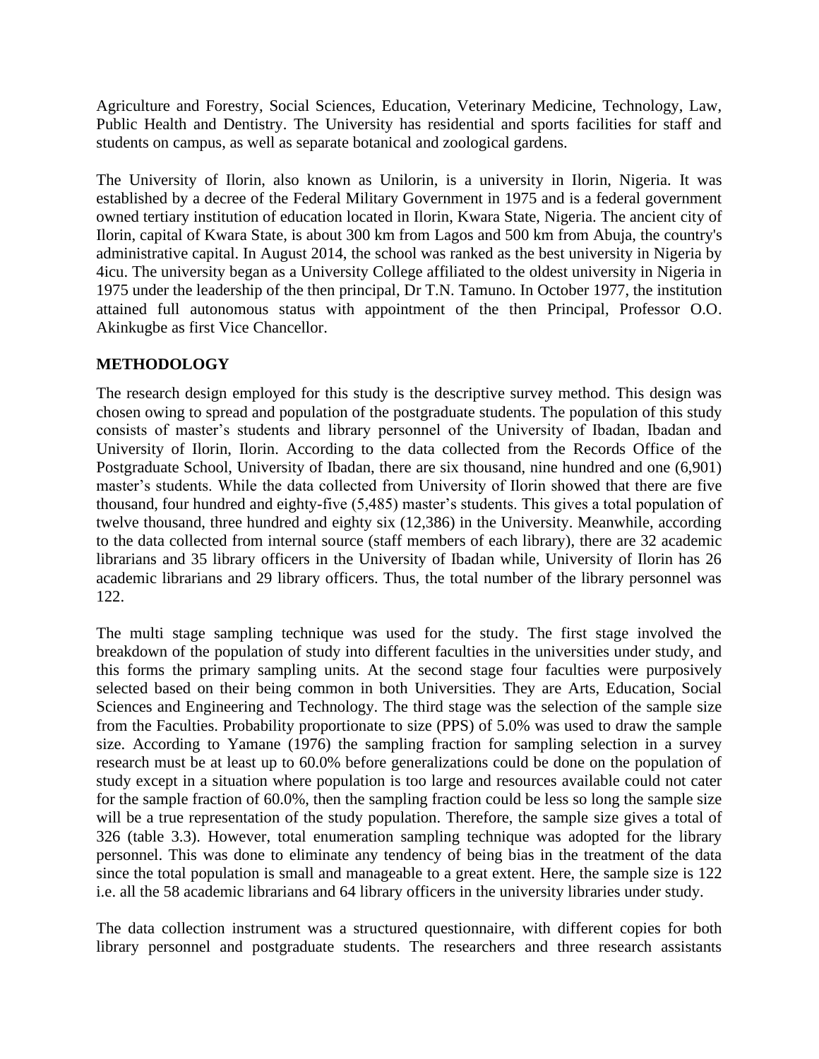Agriculture and Forestry, Social Sciences, Education, Veterinary Medicine, Technology, Law, Public Health and Dentistry. The University has residential and sports facilities for staff and students on campus, as well as separate botanical and zoological gardens.

The University of Ilorin, also known as Unilorin, is a university in Ilorin, Nigeria. It was established by a decree of the Federal Military Government in 1975 and is a federal government owned tertiary institution of education located in Ilorin, Kwara State, Nigeria. The ancient city of Ilorin, capital of Kwara State, is about 300 km from Lagos and 500 km from Abuja, the country's administrative capital. In August 2014, the school was ranked as the best university in Nigeria by 4icu. The university began as a University College affiliated to the oldest university in Nigeria in 1975 under the leadership of the then principal, Dr T.N. Tamuno. In October 1977, the institution attained full autonomous status with appointment of the then Principal, Professor O.O. Akinkugbe as first Vice Chancellor.

## METHODOLOGY

The research design employed for this study is the descriptive survey method. This design was chosen owing to spread and population of the postgraduate students. The population of this study consists of master's students and library personnel of the University of Ibadan, Ibadan and University of Ilorin, Ilorin. According to the data collected from the Records Office of the Postgraduate School, University of Ibadan, there are six thousand, nine hundred and one (6,901) master's students. While the data collected from University of Ilorin showed that there are five thousand, four hundred and eighty-five (5,485) master's students. This gives a total population of twelve thousand, three hundred and eighty six (12,386) in the University. Meanwhile, according to the data collected from internal source (staff members of each library), there are 32 academic librarians and 35 library officers in the University of Ibadan while, University of Ilorin has 26 academic librarians and 29 library officers. Thus, the total number of the library personnel was 122.

The multi stage sampling technique was used for the study. The first stage involved the breakdown of the population of study into different faculties in the universities under study, and this forms the primary sampling units. At the second stage four faculties were purposively selected based on their being common in both Universities. They are Arts, Education, Social Sciences and Engineering and Technology. The third stage was the selection of the sample size from the Faculties. Probability proportionate to size (PPS) of 5.0% was used to draw the sample size. According to Yamane (1976) the sampling fraction for sampling selection in a survey research must be at least up to 60.0% before generalizations could be done on the population of study except in a situation where population is too large and resources available could not cater for the sample fraction of 60.0%, then the sampling fraction could be less so long the sample size will be a true representation of the study population. Therefore, the sample size gives a total of 326 (table 3.3). However, total enumeration sampling technique was adopted for the library personnel. This was done to eliminate any tendency of being bias in the treatment of the data since the total population is small and manageable to a great extent. Here, the sample size is 122 i.e. all the 58 academic librarians and 64 library officers in the university libraries under study.

The data collection instrument was a structured questionnaire, with different copies for both library personnel and postgraduate students. The researchers and three research assistants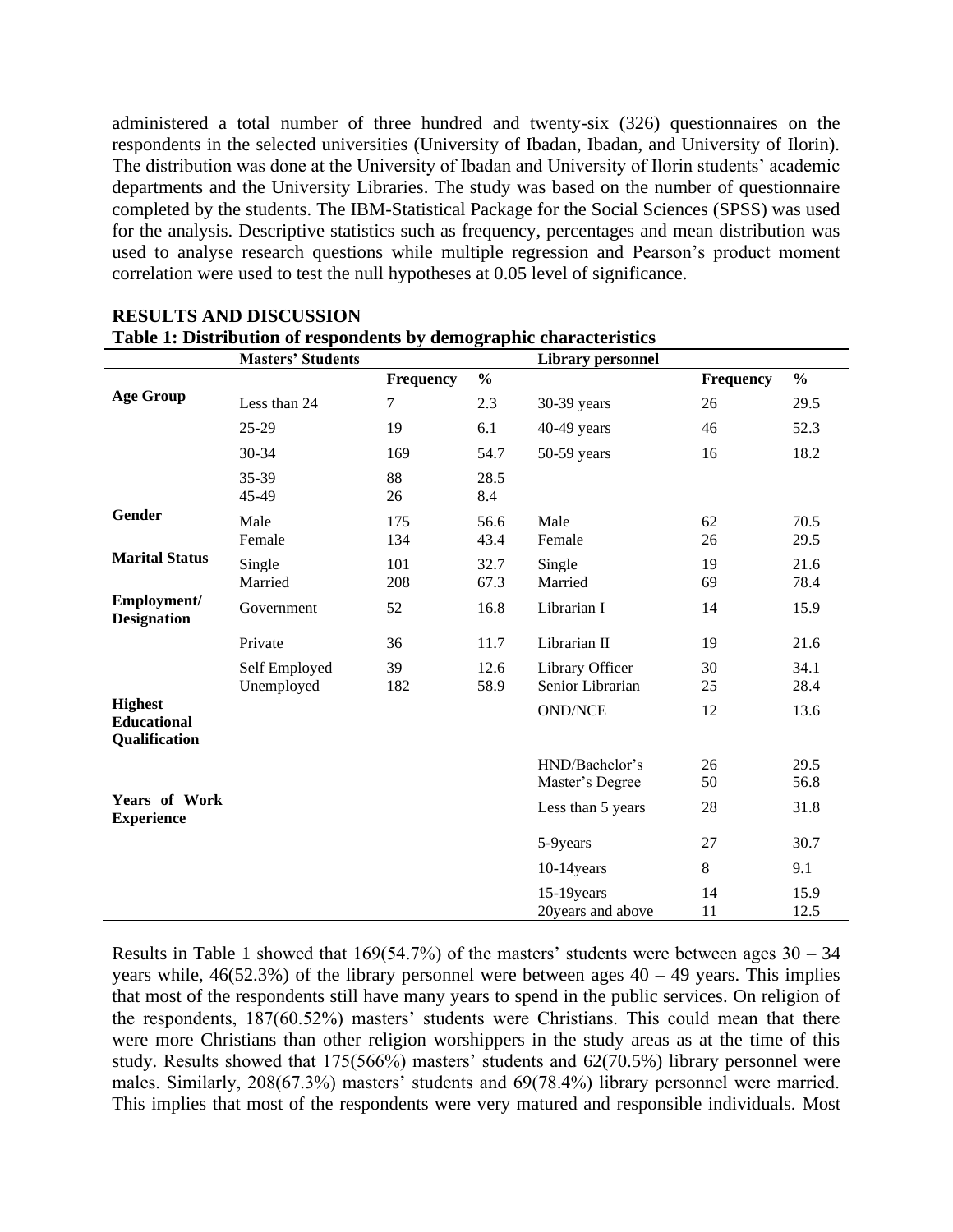administered a total number of three hundred and twenty-six (326) questionnaires on the respondents in the selected universities (University of Ibadan, Ibadan, and University of Ilorin). The distribution was done at the University of Ibadan and University of Ilorin students' academic departments and the University Libraries. The study was based on the number of questionnaire completed by the students. The IBM-Statistical Package for the Social Sciences (SPSS) was used for the analysis. Descriptive statistics such as frequency, percentages and mean distribution was used to analyse research questions while multiple regression and Pearson's product moment correlation were used to test the null hypotheses at 0.05 level of significance.

## RESULTS AND DISCUSSION

**Table 1: Distribution of respondents by demographic characteristics**

| | Masters' Students | | | Library personnel | | |
|---|---|---|---|---|---|---|
| | | **Frequency** | **%** | | **Frequency** | **%** |
| **Age Group** | Less than 24 | 7 | 2.3 | 30-39 years | 26 | 29.5 |
| | 25-29 | 19 | 6.1 | 40-49 years | 46 | 52.3 |
| | 30-34 | 169 | 54.7 | 50-59 years | 16 | 18.2 |
| | 35-39 | 88 | 28.5 | | | |
| | 45-49 | 26 | 8.4 | | | |
| **Gender** | Male | 175 | 56.6 | Male | 62 | 70.5 |
| | Female | 134 | 43.4 | Female | 26 | 29.5 |
| **Marital Status** | Single | 101 | 32.7 | Single | 19 | 21.6 |
| | Married | 208 | 67.3 | Married | 69 | 78.4 |
| **Employment/ Designation** | Government | 52 | 16.8 | Librarian I | 14 | 15.9 |
| | Private | 36 | 11.7 | Librarian II | 19 | 21.6 |
| | Self Employed | 39 | 12.6 | Library Officer | 30 | 34.1 |
| | Unemployed | 182 | 58.9 | Senior Librarian | 25 | 28.4 |
| **Highest Educational Qualification** | | | | OND/NCE | 12 | 13.6 |
| | | | | HND/Bachelor's | 26 | 29.5 |
| | | | | Master's Degree | 50 | 56.8 |
| **Years of Work Experience** | | | | Less than 5 years | 28 | 31.8 |
| | | | | 5-9years | 27 | 30.7 |
| | | | | 10-14years | 8 | 9.1 |
| | | | | 15-19years | 14 | 15.9 |
| | | | | 20years and above | 11 | 12.5 |

Results in Table 1 showed that 169(54.7%) of the masters' students were between ages 30 – 34 years while, 46(52.3%) of the library personnel were between ages 40 – 49 years. This implies that most of the respondents still have many years to spend in the public services. On religion of the respondents, 187(60.52%) masters' students were Christians. This could mean that there were more Christians than other religion worshippers in the study areas as at the time of this study. Results showed that 175(566%) masters' students and 62(70.5%) library personnel were males. Similarly, 208(67.3%) masters' students and 69(78.4%) library personnel were married. This implies that most of the respondents were very matured and responsible individuals. Most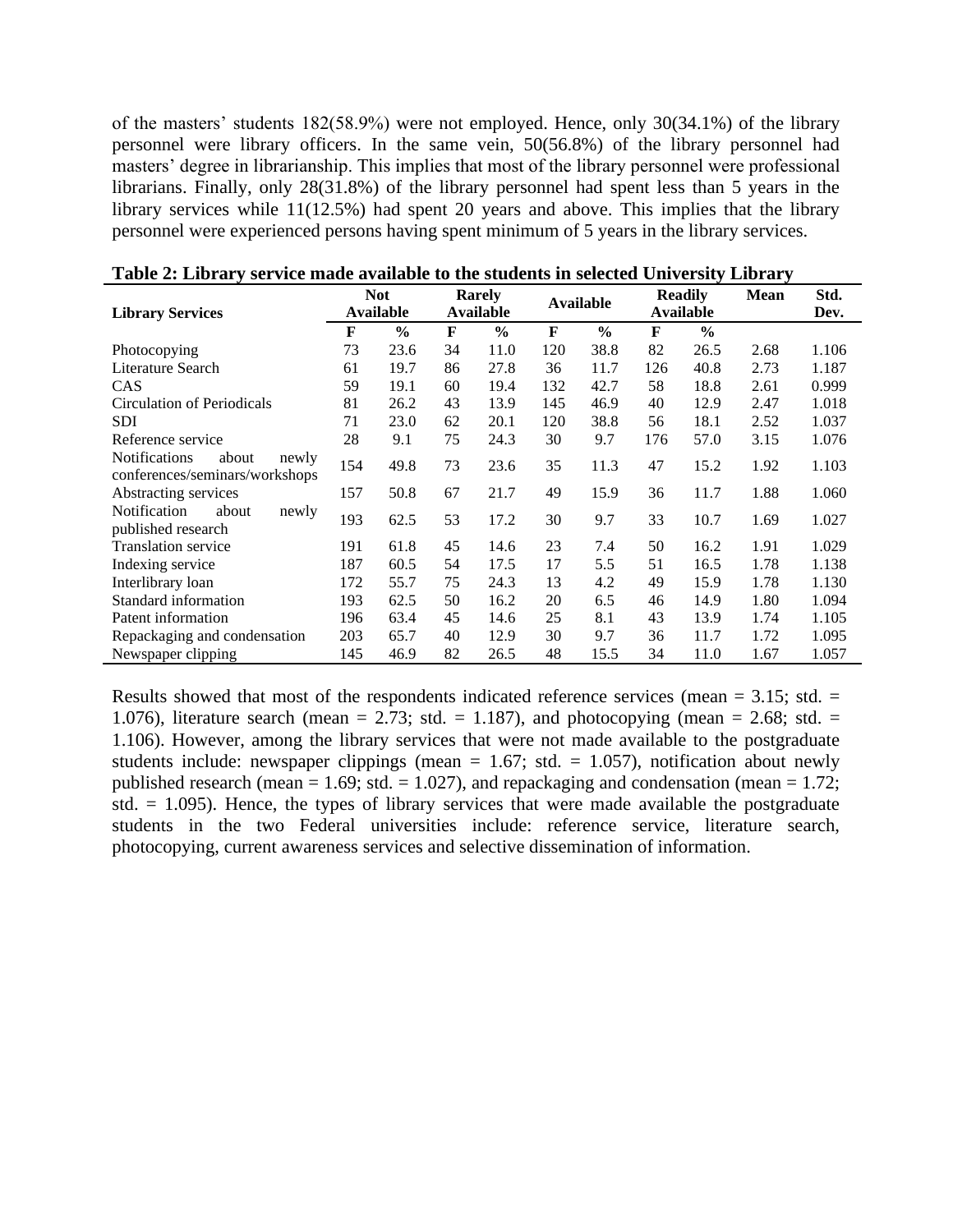of the masters' students 182(58.9%) were not employed. Hence, only 30(34.1%) of the library personnel were library officers. In the same vein, 50(56.8%) of the library personnel had masters' degree in librarianship. This implies that most of the library personnel were professional librarians. Finally, only 28(31.8%) of the library personnel had spent less than 5 years in the library services while 11(12.5%) had spent 20 years and above. This implies that the library personnel were experienced persons having spent minimum of 5 years in the library services.

**Table 2: Library service made available to the students in selected University Library**

| Library Services | Not Available | | Rarely Available | | Available | | Readily Available | | Mean | Std. Dev. |
|---|---|---|---|---|---|---|---|---|---|---|
| | F | % | F | % | F | % | F | % | | |
| Photocopying | 73 | 23.6 | 34 | 11.0 | 120 | 38.8 | 82 | 26.5 | 2.68 | 1.106 |
| Literature Search | 61 | 19.7 | 86 | 27.8 | 36 | 11.7 | 126 | 40.8 | 2.73 | 1.187 |
| CAS | 59 | 19.1 | 60 | 19.4 | 132 | 42.7 | 58 | 18.8 | 2.61 | 0.999 |
| Circulation of Periodicals | 81 | 26.2 | 43 | 13.9 | 145 | 46.9 | 40 | 12.9 | 2.47 | 1.018 |
| SDI | 71 | 23.0 | 62 | 20.1 | 120 | 38.8 | 56 | 18.1 | 2.52 | 1.037 |
| Reference service | 28 | 9.1 | 75 | 24.3 | 30 | 9.7 | 176 | 57.0 | 3.15 | 1.076 |
| Notifications about newly conferences/seminars/workshops | 154 | 49.8 | 73 | 23.6 | 35 | 11.3 | 47 | 15.2 | 1.92 | 1.103 |
| Abstracting services | 157 | 50.8 | 67 | 21.7 | 49 | 15.9 | 36 | 11.7 | 1.88 | 1.060 |
| Notification about newly published research | 193 | 62.5 | 53 | 17.2 | 30 | 9.7 | 33 | 10.7 | 1.69 | 1.027 |
| Translation service | 191 | 61.8 | 45 | 14.6 | 23 | 7.4 | 50 | 16.2 | 1.91 | 1.029 |
| Indexing service | 187 | 60.5 | 54 | 17.5 | 17 | 5.5 | 51 | 16.5 | 1.78 | 1.138 |
| Interlibrary loan | 172 | 55.7 | 75 | 24.3 | 13 | 4.2 | 49 | 15.9 | 1.78 | 1.130 |
| Standard information | 193 | 62.5 | 50 | 16.2 | 20 | 6.5 | 46 | 14.9 | 1.80 | 1.094 |
| Patent information | 196 | 63.4 | 45 | 14.6 | 25 | 8.1 | 43 | 13.9 | 1.74 | 1.105 |
| Repackaging and condensation | 203 | 65.7 | 40 | 12.9 | 30 | 9.7 | 36 | 11.7 | 1.72 | 1.095 |
| Newspaper clipping | 145 | 46.9 | 82 | 26.5 | 48 | 15.5 | 34 | 11.0 | 1.67 | 1.057 |

Results showed that most of the respondents indicated reference services (mean = 3.15; std. = 1.076), literature search (mean = 2.73; std. = 1.187), and photocopying (mean = 2.68; std. = 1.106). However, among the library services that were not made available to the postgraduate students include: newspaper clippings (mean = 1.67; std. = 1.057), notification about newly published research (mean = 1.69; std. = 1.027), and repackaging and condensation (mean = 1.72; std. = 1.095). Hence, the types of library services that were made available the postgraduate students in the two Federal universities include: reference service, literature search, photocopying, current awareness services and selective dissemination of information.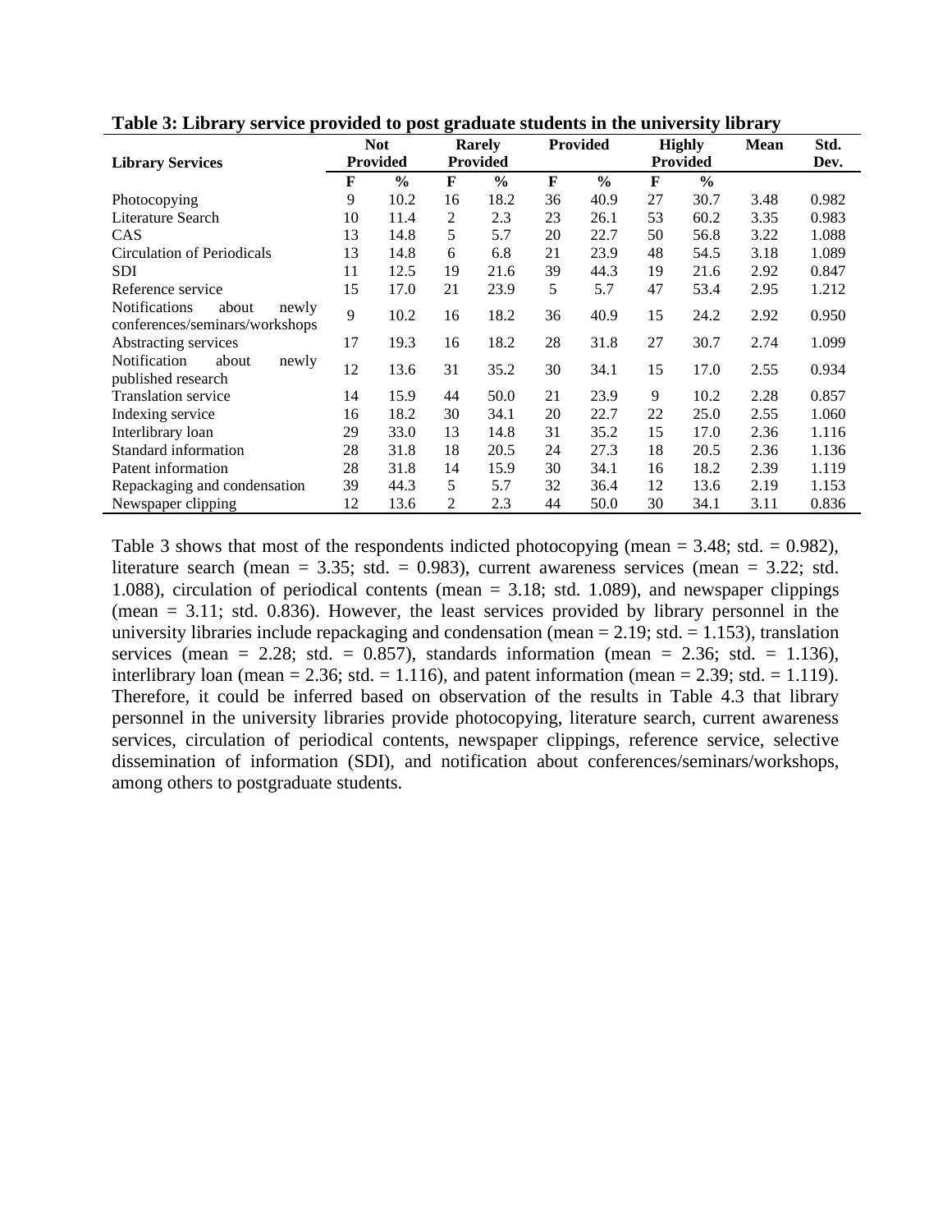**Table 3: Library service provided to post graduate students in the university library**

| Library Services | Not Provided | | Rarely Provided | | Provided | | Highly Provided | | Mean | Std. Dev. |
|---|---|---|---|---|---|---|---|---|---|---|
| | F | % | F | % | F | % | F | % | | |
| Photocopying | 9 | 10.2 | 16 | 18.2 | 36 | 40.9 | 27 | 30.7 | 3.48 | 0.982 |
| Literature Search | 10 | 11.4 | 2 | 2.3 | 23 | 26.1 | 53 | 60.2 | 3.35 | 0.983 |
| CAS | 13 | 14.8 | 5 | 5.7 | 20 | 22.7 | 50 | 56.8 | 3.22 | 1.088 |
| Circulation of Periodicals | 13 | 14.8 | 6 | 6.8 | 21 | 23.9 | 48 | 54.5 | 3.18 | 1.089 |
| SDI | 11 | 12.5 | 19 | 21.6 | 39 | 44.3 | 19 | 21.6 | 2.92 | 0.847 |
| Reference service | 15 | 17.0 | 21 | 23.9 | 5 | 5.7 | 47 | 53.4 | 2.95 | 1.212 |
| Notifications about newly conferences/seminars/workshops | 9 | 10.2 | 16 | 18.2 | 36 | 40.9 | 15 | 24.2 | 2.92 | 0.950 |
| Abstracting services | 17 | 19.3 | 16 | 18.2 | 28 | 31.8 | 27 | 30.7 | 2.74 | 1.099 |
| Notification about newly published research | 12 | 13.6 | 31 | 35.2 | 30 | 34.1 | 15 | 17.0 | 2.55 | 0.934 |
| Translation service | 14 | 15.9 | 44 | 50.0 | 21 | 23.9 | 9 | 10.2 | 2.28 | 0.857 |
| Indexing service | 16 | 18.2 | 30 | 34.1 | 20 | 22.7 | 22 | 25.0 | 2.55 | 1.060 |
| Interlibrary loan | 29 | 33.0 | 13 | 14.8 | 31 | 35.2 | 15 | 17.0 | 2.36 | 1.116 |
| Standard information | 28 | 31.8 | 18 | 20.5 | 24 | 27.3 | 18 | 20.5 | 2.36 | 1.136 |
| Patent information | 28 | 31.8 | 14 | 15.9 | 30 | 34.1 | 16 | 18.2 | 2.39 | 1.119 |
| Repackaging and condensation | 39 | 44.3 | 5 | 5.7 | 32 | 36.4 | 12 | 13.6 | 2.19 | 1.153 |
| Newspaper clipping | 12 | 13.6 | 2 | 2.3 | 44 | 50.0 | 30 | 34.1 | 3.11 | 0.836 |

Table 3 shows that most of the respondents indicted photocopying (mean = 3.48; std. = 0.982), literature search (mean = 3.35; std. = 0.983), current awareness services (mean = 3.22; std. 1.088), circulation of periodical contents (mean = 3.18; std. 1.089), and newspaper clippings (mean = 3.11; std. 0.836). However, the least services provided by library personnel in the university libraries include repackaging and condensation (mean = 2.19; std. = 1.153), translation services (mean = 2.28; std. = 0.857), standards information (mean = 2.36; std. = 1.136), interlibrary loan (mean = 2.36; std. = 1.116), and patent information (mean = 2.39; std. = 1.119). Therefore, it could be inferred based on observation of the results in Table 4.3 that library personnel in the university libraries provide photocopying, literature search, current awareness services, circulation of periodical contents, newspaper clippings, reference service, selective dissemination of information (SDI), and notification about conferences/seminars/workshops, among others to postgraduate students.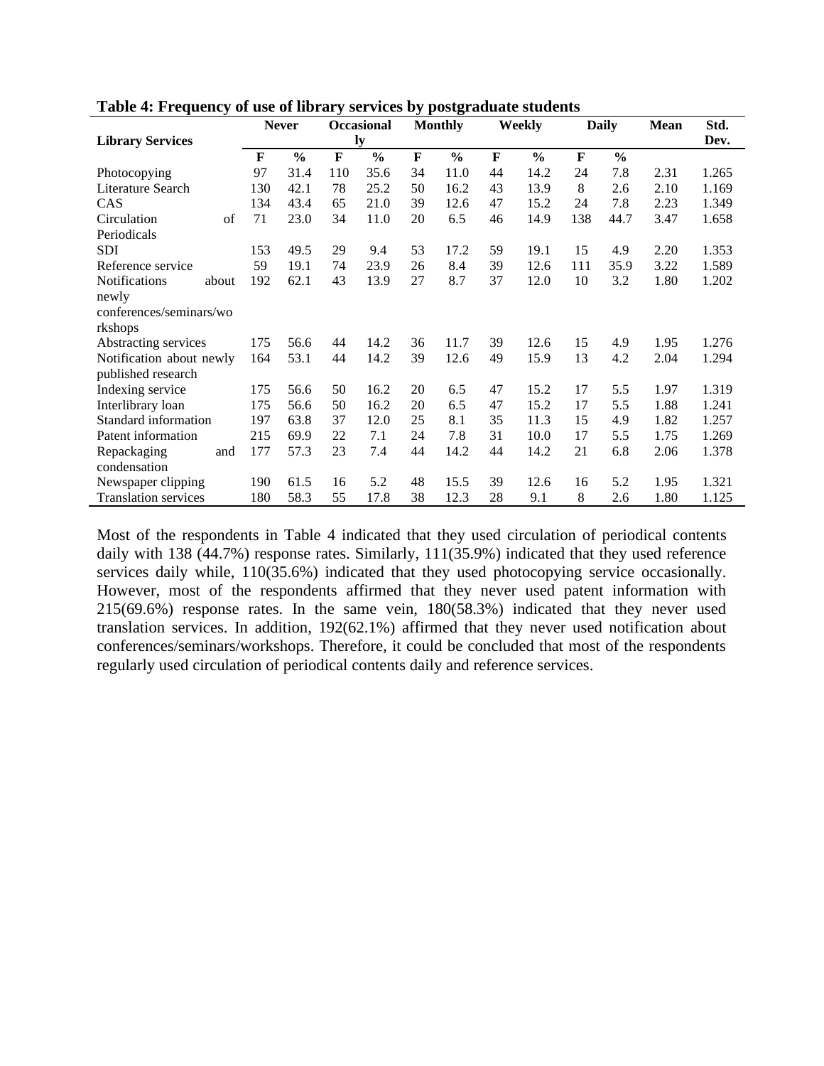**Table 4: Frequency of use of library services by postgraduate students**

| Library Services | Never | | Occasionally | | Monthly | | Weekly | | Daily | | Mean | Std. Dev. |
|---|---|---|---|---|---|---|---|---|---|---|---|---|
| | F | % | F | % | F | % | F | % | F | % | | |
| Photocopying | 97 | 31.4 | 110 | 35.6 | 34 | 11.0 | 44 | 14.2 | 24 | 7.8 | 2.31 | 1.265 |
| Literature Search | 130 | 42.1 | 78 | 25.2 | 50 | 16.2 | 43 | 13.9 | 8 | 2.6 | 2.10 | 1.169 |
| CAS | 134 | 43.4 | 65 | 21.0 | 39 | 12.6 | 47 | 15.2 | 24 | 7.8 | 2.23 | 1.349 |
| Circulation of Periodicals | 71 | 23.0 | 34 | 11.0 | 20 | 6.5 | 46 | 14.9 | 138 | 44.7 | 3.47 | 1.658 |
| SDI | 153 | 49.5 | 29 | 9.4 | 53 | 17.2 | 59 | 19.1 | 15 | 4.9 | 2.20 | 1.353 |
| Reference service | 59 | 19.1 | 74 | 23.9 | 26 | 8.4 | 39 | 12.6 | 111 | 35.9 | 3.22 | 1.589 |
| Notifications about newly conferences/seminars/workshops | 192 | 62.1 | 43 | 13.9 | 27 | 8.7 | 37 | 12.0 | 10 | 3.2 | 1.80 | 1.202 |
| Abstracting services | 175 | 56.6 | 44 | 14.2 | 36 | 11.7 | 39 | 12.6 | 15 | 4.9 | 1.95 | 1.276 |
| Notification about newly published research | 164 | 53.1 | 44 | 14.2 | 39 | 12.6 | 49 | 15.9 | 13 | 4.2 | 2.04 | 1.294 |
| Indexing service | 175 | 56.6 | 50 | 16.2 | 20 | 6.5 | 47 | 15.2 | 17 | 5.5 | 1.97 | 1.319 |
| Interlibrary loan | 175 | 56.6 | 50 | 16.2 | 20 | 6.5 | 47 | 15.2 | 17 | 5.5 | 1.88 | 1.241 |
| Standard information | 197 | 63.8 | 37 | 12.0 | 25 | 8.1 | 35 | 11.3 | 15 | 4.9 | 1.82 | 1.257 |
| Patent information | 215 | 69.9 | 22 | 7.1 | 24 | 7.8 | 31 | 10.0 | 17 | 5.5 | 1.75 | 1.269 |
| Repackaging and condensation | 177 | 57.3 | 23 | 7.4 | 44 | 14.2 | 44 | 14.2 | 21 | 6.8 | 2.06 | 1.378 |
| Newspaper clipping | 190 | 61.5 | 16 | 5.2 | 48 | 15.5 | 39 | 12.6 | 16 | 5.2 | 1.95 | 1.321 |
| Translation services | 180 | 58.3 | 55 | 17.8 | 38 | 12.3 | 28 | 9.1 | 8 | 2.6 | 1.80 | 1.125 |

Most of the respondents in Table 4 indicated that they used circulation of periodical contents daily with 138 (44.7%) response rates. Similarly, 111(35.9%) indicated that they used reference services daily while, 110(35.6%) indicated that they used photocopying service occasionally. However, most of the respondents affirmed that they never used patent information with 215(69.6%) response rates. In the same vein, 180(58.3%) indicated that they never used translation services. In addition, 192(62.1%) affirmed that they never used notification about conferences/seminars/workshops. Therefore, it could be concluded that most of the respondents regularly used circulation of periodical contents daily and reference services.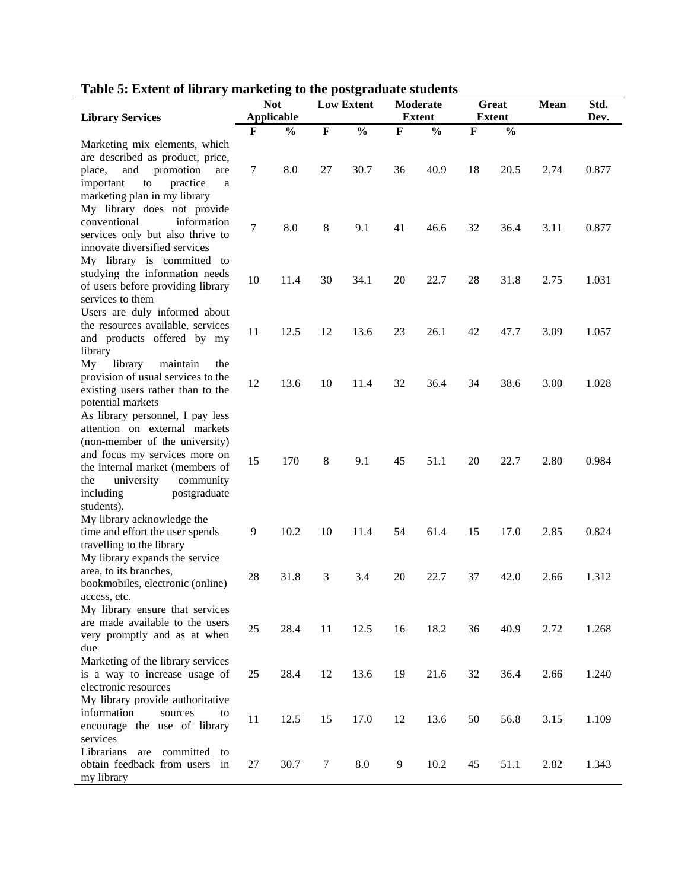**Table 5: Extent of library marketing to the postgraduate students**

| Library Services | Not Applicable | | Low Extent | | Moderate Extent | | Great Extent | | Mean | Std. Dev. |
|---|---|---|---|---|---|---|---|---|---|---|
| | F | % | F | % | F | % | F | % | | |
| Marketing mix elements, which are described as product, price, place, and promotion are important to practice a marketing plan in my library | 7 | 8.0 | 27 | 30.7 | 36 | 40.9 | 18 | 20.5 | 2.74 | 0.877 |
| My library does not provide conventional information services only but also thrive to innovate diversified services | 7 | 8.0 | 8 | 9.1 | 41 | 46.6 | 32 | 36.4 | 3.11 | 0.877 |
| My library is committed to studying the information needs of users before providing library services to them | 10 | 11.4 | 30 | 34.1 | 20 | 22.7 | 28 | 31.8 | 2.75 | 1.031 |
| Users are duly informed about the resources available, services and products offered by my library | 11 | 12.5 | 12 | 13.6 | 23 | 26.1 | 42 | 47.7 | 3.09 | 1.057 |
| My library maintain the provision of usual services to the existing users rather than to the potential markets | 12 | 13.6 | 10 | 11.4 | 32 | 36.4 | 34 | 38.6 | 3.00 | 1.028 |
| As library personnel, I pay less attention on external markets (non-member of the university) and focus my services more on the internal market (members of the university community including postgraduate students). | 15 | 170 | 8 | 9.1 | 45 | 51.1 | 20 | 22.7 | 2.80 | 0.984 |
| My library acknowledge the time and effort the user spends travelling to the library | 9 | 10.2 | 10 | 11.4 | 54 | 61.4 | 15 | 17.0 | 2.85 | 0.824 |
| My library expands the service area, to its branches, bookmobiles, electronic (online) access, etc. | 28 | 31.8 | 3 | 3.4 | 20 | 22.7 | 37 | 42.0 | 2.66 | 1.312 |
| My library ensure that services are made available to the users very promptly and as at when due | 25 | 28.4 | 11 | 12.5 | 16 | 18.2 | 36 | 40.9 | 2.72 | 1.268 |
| Marketing of the library services is a way to increase usage of electronic resources | 25 | 28.4 | 12 | 13.6 | 19 | 21.6 | 32 | 36.4 | 2.66 | 1.240 |
| My library provide authoritative information sources to encourage the use of library services | 11 | 12.5 | 15 | 17.0 | 12 | 13.6 | 50 | 56.8 | 3.15 | 1.109 |
| Librarians are committed to obtain feedback from users in my library | 27 | 30.7 | 7 | 8.0 | 9 | 10.2 | 45 | 51.1 | 2.82 | 1.343 |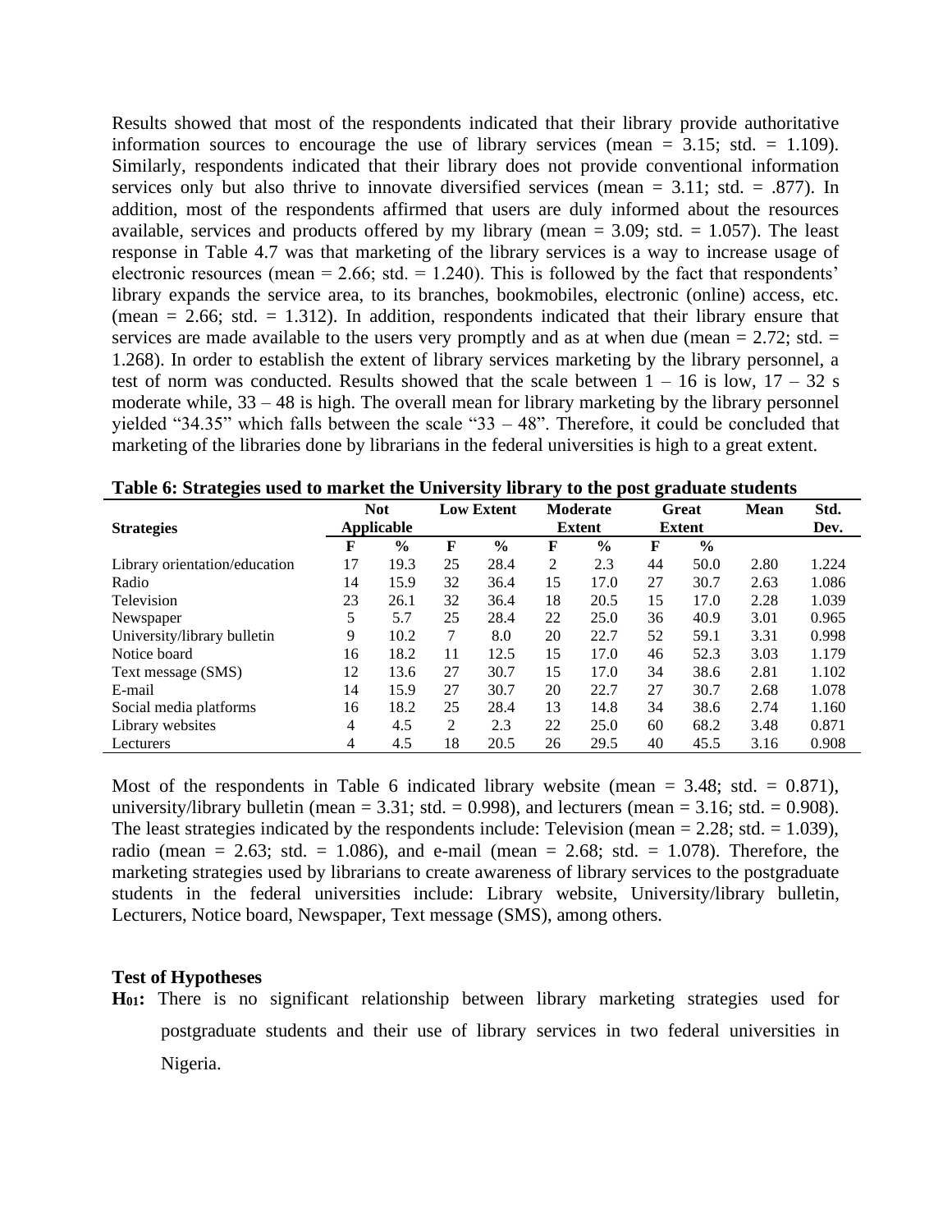Results showed that most of the respondents indicated that their library provide authoritative information sources to encourage the use of library services (mean = 3.15; std. = 1.109). Similarly, respondents indicated that their library does not provide conventional information services only but also thrive to innovate diversified services (mean = 3.11; std. = .877). In addition, most of the respondents affirmed that users are duly informed about the resources available, services and products offered by my library (mean = 3.09; std. = 1.057). The least response in Table 4.7 was that marketing of the library services is a way to increase usage of electronic resources (mean = 2.66; std. = 1.240). This is followed by the fact that respondents' library expands the service area, to its branches, bookmobiles, electronic (online) access, etc. (mean = 2.66; std. = 1.312). In addition, respondents indicated that their library ensure that services are made available to the users very promptly and as at when due (mean = 2.72; std. = 1.268). In order to establish the extent of library services marketing by the library personnel, a test of norm was conducted. Results showed that the scale between 1 – 16 is low, 17 – 32 s moderate while, 33 – 48 is high. The overall mean for library marketing by the library personnel yielded "34.35" which falls between the scale "33 – 48". Therefore, it could be concluded that marketing of the libraries done by librarians in the federal universities is high to a great extent.

**Table 6: Strategies used to market the University library to the post graduate students**

| Strategies | Not Applicable | | Low Extent | | Moderate Extent | | Great Extent | | Mean | Std. Dev. |
|---|---|---|---|---|---|---|---|---|---|---|
| | F | % | F | % | F | % | F | % | | |
| Library orientation/education | 17 | 19.3 | 25 | 28.4 | 2 | 2.3 | 44 | 50.0 | 2.80 | 1.224 |
| Radio | 14 | 15.9 | 32 | 36.4 | 15 | 17.0 | 27 | 30.7 | 2.63 | 1.086 |
| Television | 23 | 26.1 | 32 | 36.4 | 18 | 20.5 | 15 | 17.0 | 2.28 | 1.039 |
| Newspaper | 5 | 5.7 | 25 | 28.4 | 22 | 25.0 | 36 | 40.9 | 3.01 | 0.965 |
| University/library bulletin | 9 | 10.2 | 7 | 8.0 | 20 | 22.7 | 52 | 59.1 | 3.31 | 0.998 |
| Notice board | 16 | 18.2 | 11 | 12.5 | 15 | 17.0 | 46 | 52.3 | 3.03 | 1.179 |
| Text message (SMS) | 12 | 13.6 | 27 | 30.7 | 15 | 17.0 | 34 | 38.6 | 2.81 | 1.102 |
| E-mail | 14 | 15.9 | 27 | 30.7 | 20 | 22.7 | 27 | 30.7 | 2.68 | 1.078 |
| Social media platforms | 16 | 18.2 | 25 | 28.4 | 13 | 14.8 | 34 | 38.6 | 2.74 | 1.160 |
| Library websites | 4 | 4.5 | 2 | 2.3 | 22 | 25.0 | 60 | 68.2 | 3.48 | 0.871 |
| Lecturers | 4 | 4.5 | 18 | 20.5 | 26 | 29.5 | 40 | 45.5 | 3.16 | 0.908 |

Most of the respondents in Table 6 indicated library website (mean = 3.48; std. = 0.871), university/library bulletin (mean = 3.31; std. = 0.998), and lecturers (mean = 3.16; std. = 0.908). The least strategies indicated by the respondents include: Television (mean = 2.28; std. = 1.039), radio (mean = 2.63; std. = 1.086), and e-mail (mean = 2.68; std. = 1.078). Therefore, the marketing strategies used by librarians to create awareness of library services to the postgraduate students in the federal universities include: Library website, University/library bulletin, Lecturers, Notice board, Newspaper, Text message (SMS), among others.

### Test of Hypotheses

**$H_{01}$:** There is no significant relationship between library marketing strategies used for postgraduate students and their use of library services in two federal universities in Nigeria.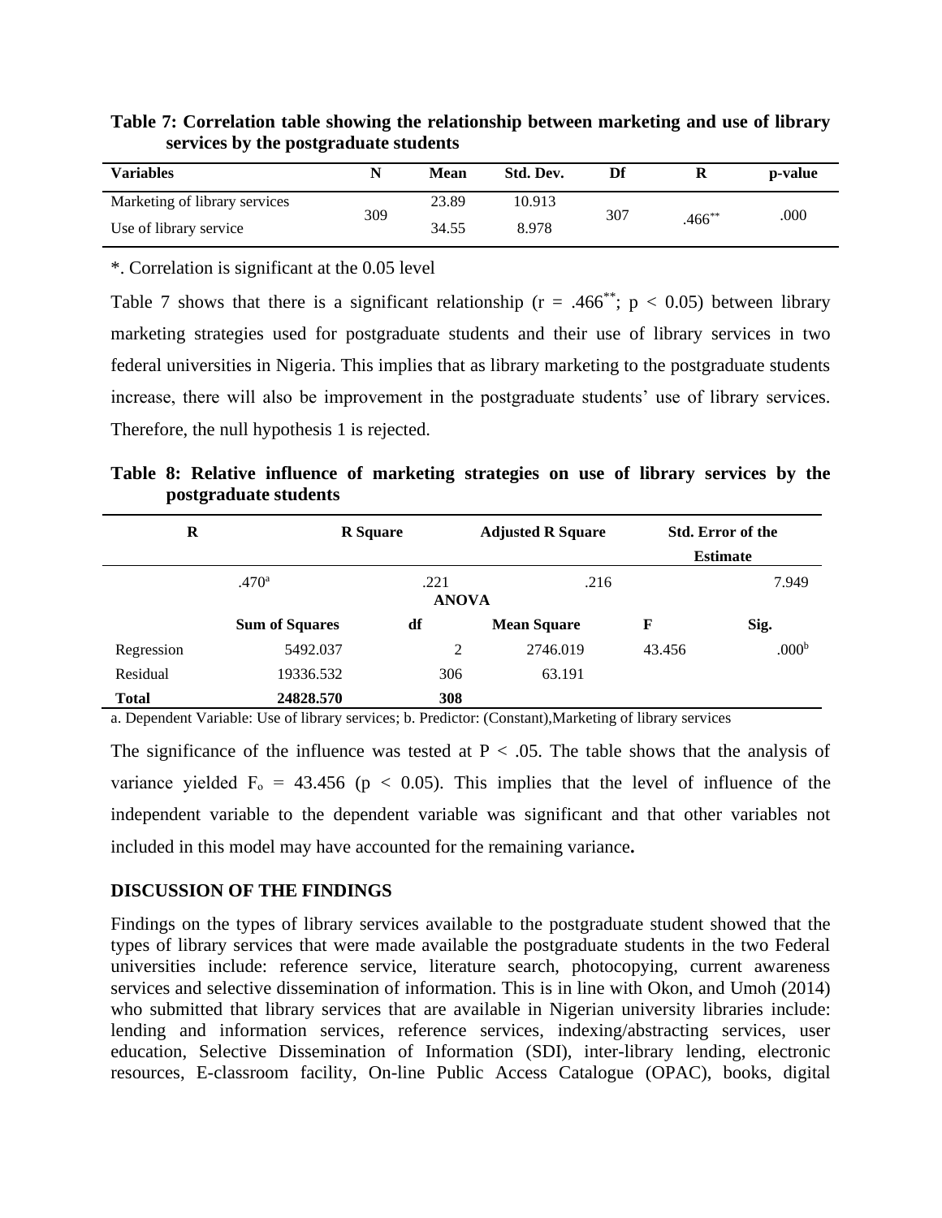**Table 7: Correlation table showing the relationship between marketing and use of library services by the postgraduate students**

| Variables | N | Mean | Std. Dev. | Df | R | p-value |
|---|---|---|---|---|---|---|
| Marketing of library services | 309 | 23.89 | 10.913 | 307 | .466** | .000 |
| Use of library service | | 34.55 | 8.978 | | | |

*. Correlation is significant at the 0.05 level

Table 7 shows that there is a significant relationship (r = .466**; $p < 0.05$) between library marketing strategies used for postgraduate students and their use of library services in two federal universities in Nigeria. This implies that as library marketing to the postgraduate students increase, there will also be improvement in the postgraduate students' use of library services. Therefore, the null hypothesis 1 is rejected.

**Table 8: Relative influence of marketing strategies on use of library services by the postgraduate students**

| R | R Square | Adjusted R Square | Std. Error of the Estimate |
|---|---|---|---|
| .470[a] | .221 | .216 | 7.949 |

**ANOVA**

| | Sum of Squares | df | Mean Square | F | Sig. |
|---|---|---|---|---|---|
| Regression | 5492.037 | 2 | 2746.019 | 43.456 | .000[b] |
| Residual | 19336.532 | 306 | 63.191 | | |
| **Total** | **24828.570** | **308** | | | |

a. Dependent Variable: Use of library services; b. Predictor: (Constant),Marketing of library services

The significance of the influence was tested at $P < .05$. The table shows that the analysis of variance yielded $F_o = 43.456$ ($p < 0.05$). This implies that the level of influence of the independent variable to the dependent variable was significant and that other variables not included in this model may have accounted for the remaining variance**.**

## DISCUSSION OF THE FINDINGS

Findings on the types of library services available to the postgraduate student showed that the types of library services that were made available the postgraduate students in the two Federal universities include: reference service, literature search, photocopying, current awareness services and selective dissemination of information. This is in line with Okon, and Umoh (2014) who submitted that library services that are available in Nigerian university libraries include: lending and information services, reference services, indexing/abstracting services, user education, Selective Dissemination of Information (SDI), inter-library lending, electronic resources, E-classroom facility, On-line Public Access Catalogue (OPAC), books, digital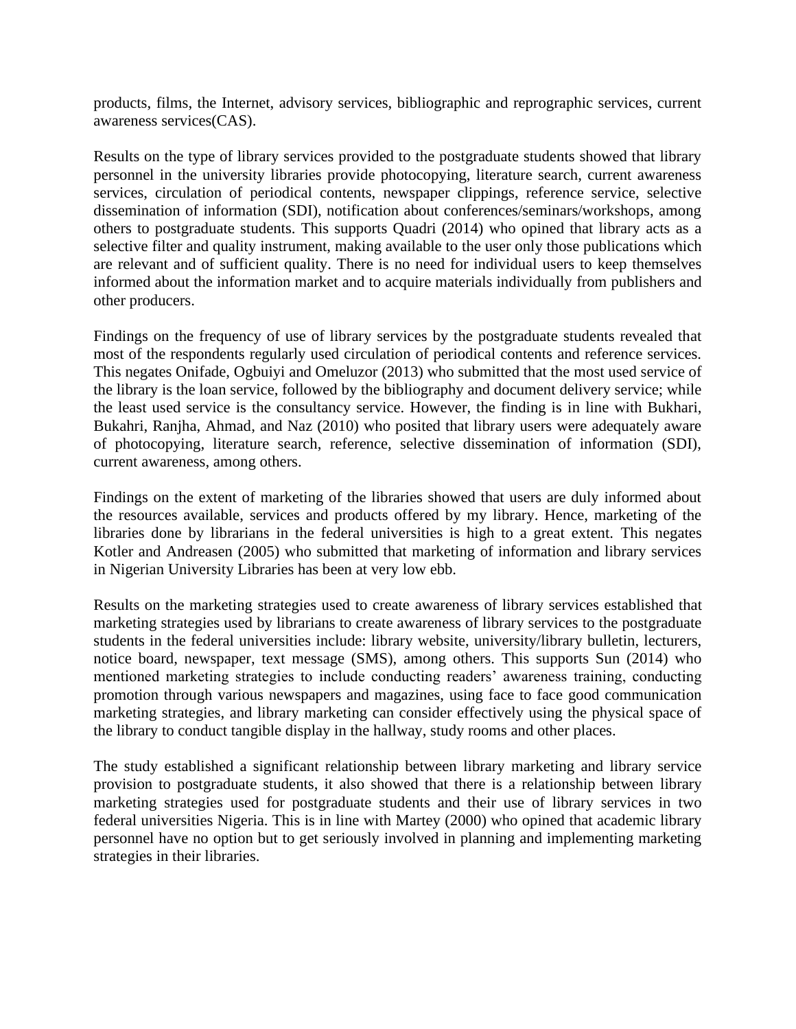products, films, the Internet, advisory services, bibliographic and reprographic services, current awareness services(CAS).

Results on the type of library services provided to the postgraduate students showed that library personnel in the university libraries provide photocopying, literature search, current awareness services, circulation of periodical contents, newspaper clippings, reference service, selective dissemination of information (SDI), notification about conferences/seminars/workshops, among others to postgraduate students. This supports Quadri (2014) who opined that library acts as a selective filter and quality instrument, making available to the user only those publications which are relevant and of sufficient quality. There is no need for individual users to keep themselves informed about the information market and to acquire materials individually from publishers and other producers.

Findings on the frequency of use of library services by the postgraduate students revealed that most of the respondents regularly used circulation of periodical contents and reference services. This negates Onifade, Ogbuiyi and Omeluzor (2013) who submitted that the most used service of the library is the loan service, followed by the bibliography and document delivery service; while the least used service is the consultancy service. However, the finding is in line with Bukhari, Bukahri, Ranjha, Ahmad, and Naz (2010) who posited that library users were adequately aware of photocopying, literature search, reference, selective dissemination of information (SDI), current awareness, among others.

Findings on the extent of marketing of the libraries showed that users are duly informed about the resources available, services and products offered by my library. Hence, marketing of the libraries done by librarians in the federal universities is high to a great extent. This negates Kotler and Andreasen (2005) who submitted that marketing of information and library services in Nigerian University Libraries has been at very low ebb.

Results on the marketing strategies used to create awareness of library services established that marketing strategies used by librarians to create awareness of library services to the postgraduate students in the federal universities include: library website, university/library bulletin, lecturers, notice board, newspaper, text message (SMS), among others. This supports Sun (2014) who mentioned marketing strategies to include conducting readers' awareness training, conducting promotion through various newspapers and magazines, using face to face good communication marketing strategies, and library marketing can consider effectively using the physical space of the library to conduct tangible display in the hallway, study rooms and other places.

The study established a significant relationship between library marketing and library service provision to postgraduate students, it also showed that there is a relationship between library marketing strategies used for postgraduate students and their use of library services in two federal universities Nigeria. This is in line with Martey (2000) who opined that academic library personnel have no option but to get seriously involved in planning and implementing marketing strategies in their libraries.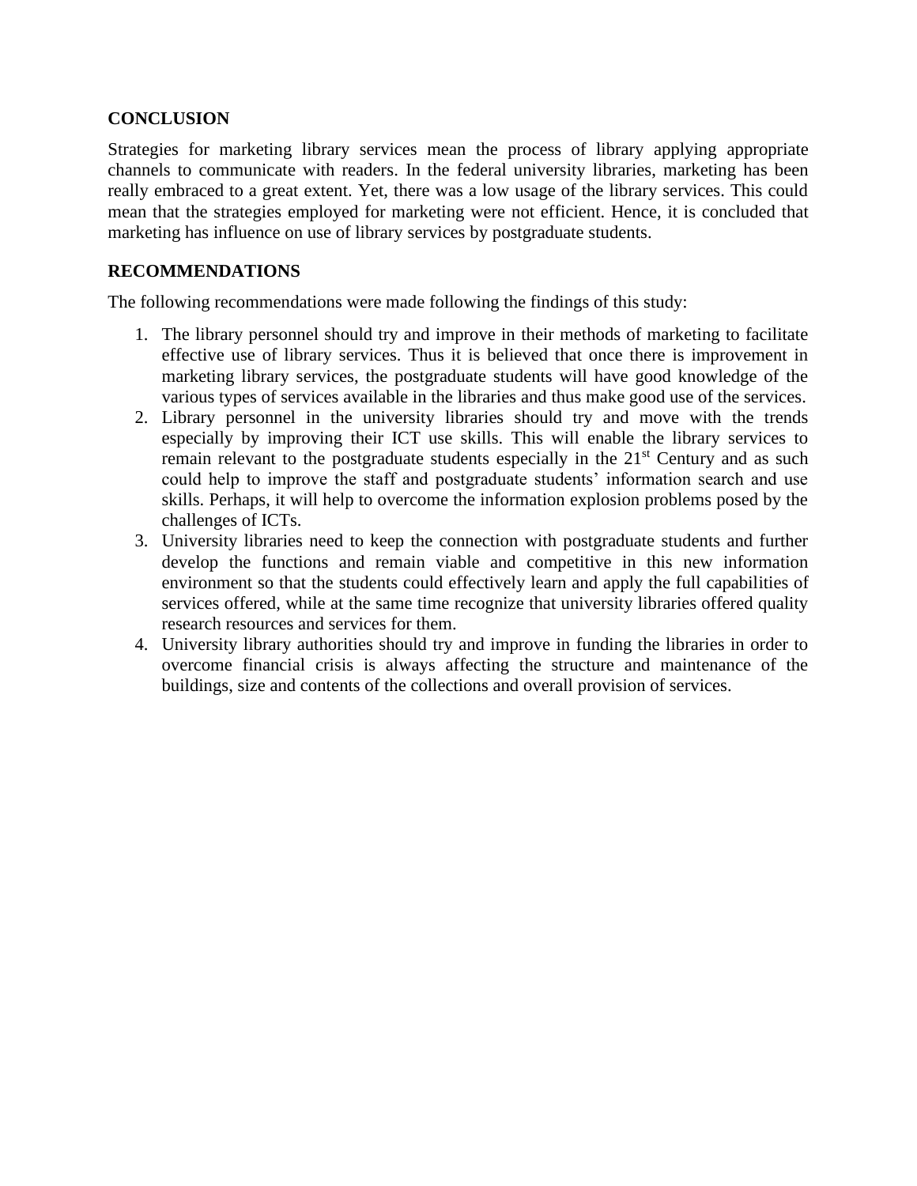## CONCLUSION

Strategies for marketing library services mean the process of library applying appropriate channels to communicate with readers. In the federal university libraries, marketing has been really embraced to a great extent. Yet, there was a low usage of the library services. This could mean that the strategies employed for marketing were not efficient. Hence, it is concluded that marketing has influence on use of library services by postgraduate students.

## RECOMMENDATIONS

The following recommendations were made following the findings of this study:

1. The library personnel should try and improve in their methods of marketing to facilitate effective use of library services. Thus it is believed that once there is improvement in marketing library services, the postgraduate students will have good knowledge of the various types of services available in the libraries and thus make good use of the services.
2. Library personnel in the university libraries should try and move with the trends especially by improving their ICT use skills. This will enable the library services to remain relevant to the postgraduate students especially in the 21st Century and as such could help to improve the staff and postgraduate students' information search and use skills. Perhaps, it will help to overcome the information explosion problems posed by the challenges of ICTs.
3. University libraries need to keep the connection with postgraduate students and further develop the functions and remain viable and competitive in this new information environment so that the students could effectively learn and apply the full capabilities of services offered, while at the same time recognize that university libraries offered quality research resources and services for them.
4. University library authorities should try and improve in funding the libraries in order to overcome financial crisis is always affecting the structure and maintenance of the buildings, size and contents of the collections and overall provision of services.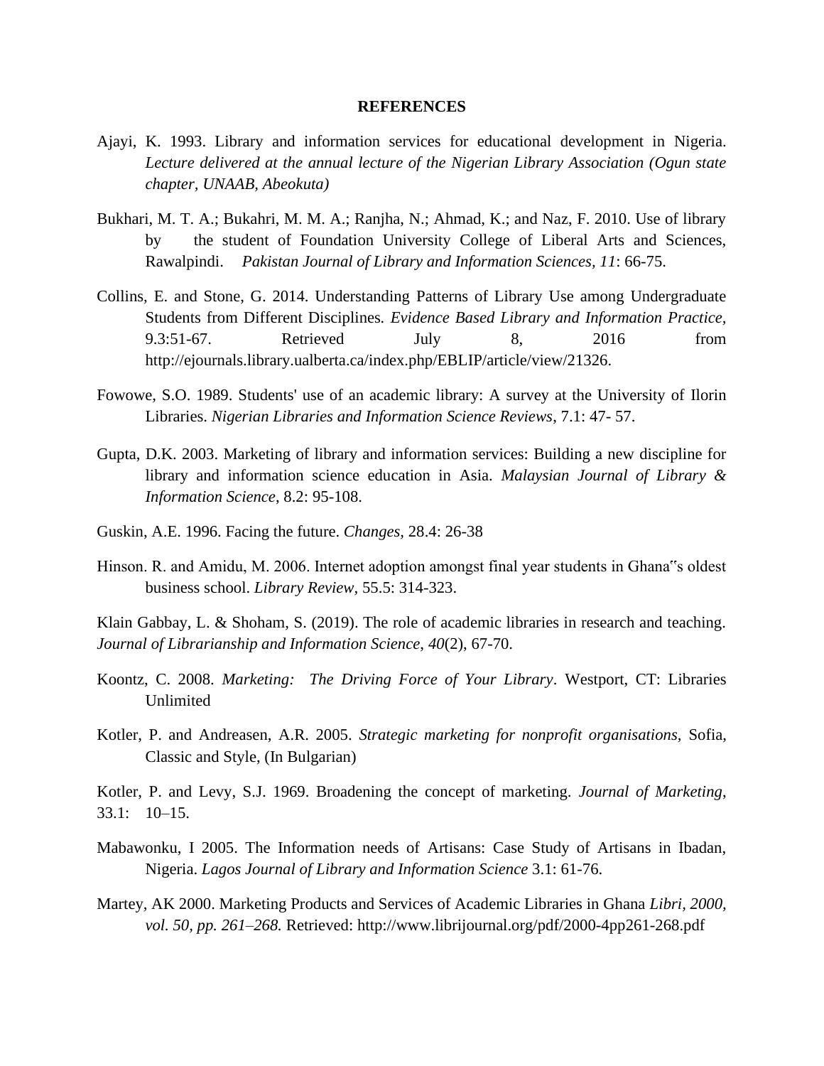**REFERENCES**

Ajayi, K. 1993. Library and information services for educational development in Nigeria. *Lecture delivered at the annual lecture of the Nigerian Library Association (Ogun state chapter, UNAAB, Abeokuta)*

Bukhari, M. T. A.; Bukahri, M. M. A.; Ranjha, N.; Ahmad, K.; and Naz, F. 2010. Use of library by the student of Foundation University College of Liberal Arts and Sciences, Rawalpindi. *Pakistan Journal of Library and Information Sciences, 11*: 66-75.

Collins, E. and Stone, G. 2014. Understanding Patterns of Library Use among Undergraduate Students from Different Disciplines. *Evidence Based Library and Information Practice,* 9.3:51-67. Retrieved July 8, 2016 from http://ejournals.library.ualberta.ca/index.php/EBLIP/article/view/21326.

Fowowe, S.O. 1989. Students' use of an academic library: A survey at the University of Ilorin Libraries. *Nigerian Libraries and Information Science Reviews*, 7.1: 47- 57.

Gupta, D.K. 2003. Marketing of library and information services: Building a new discipline for library and information science education in Asia. *Malaysian Journal of Library & Information Science*, 8.2: 95-108.

Guskin, A.E. 1996. Facing the future. *Changes,* 28.4: 26-38

Hinson. R. and Amidu, M. 2006. Internet adoption amongst final year students in Ghana"s oldest business school. *Library Review,* 55.5: 314-323.

Klain Gabbay, L. & Shoham, S. (2019). The role of academic libraries in research and teaching. *Journal of Librarianship and Information Science*, *40*(2), 67-70.

Koontz, C. 2008. *Marketing: The Driving Force of Your Library*. Westport, CT: Libraries Unlimited

Kotler, P. and Andreasen, A.R. 2005. *Strategic marketing for nonprofit organisations,* Sofia, Classic and Style, (In Bulgarian)

Kotler, P. and Levy, S.J. 1969. Broadening the concept of marketing. *Journal of Marketing*, 33.1: 10–15.

Mabawonku, I 2005. The Information needs of Artisans: Case Study of Artisans in Ibadan, Nigeria. *Lagos Journal of Library and Information Science* 3.1: 61-76.

Martey, AK 2000. Marketing Products and Services of Academic Libraries in Ghana *Libri, 2000, vol. 50, pp. 261–268.* Retrieved: http://www.librijournal.org/pdf/2000-4pp261-268.pdf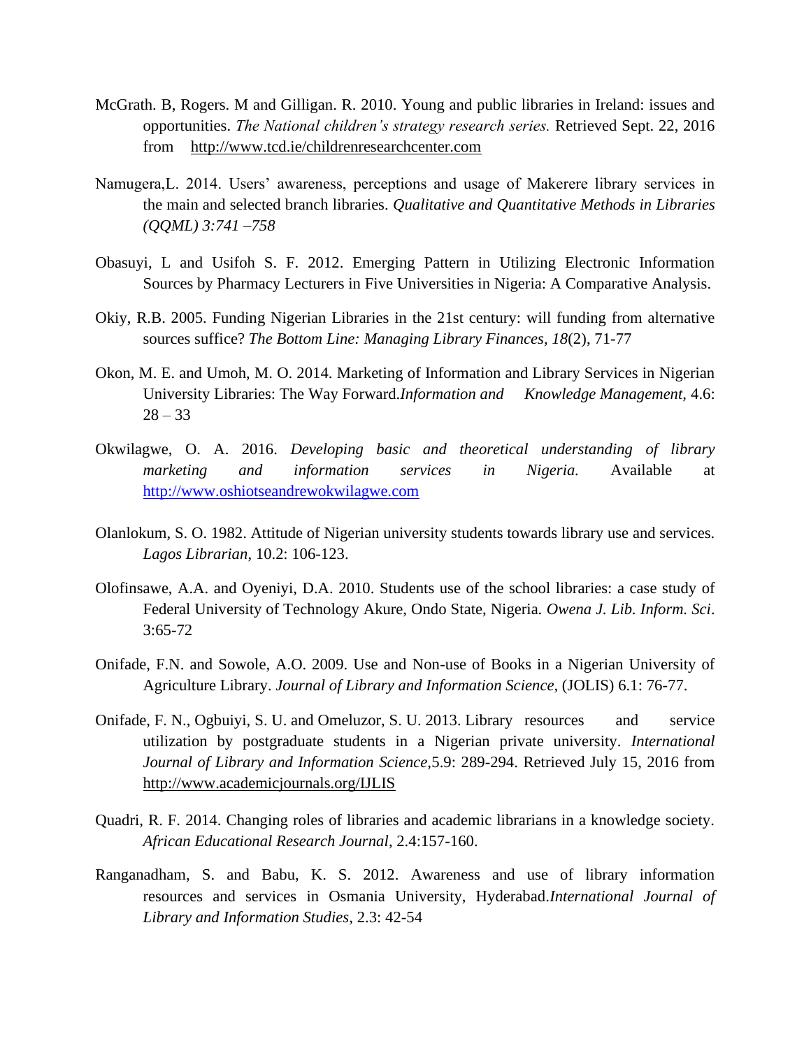McGrath. B, Rogers. M and Gilligan. R. 2010. Young and public libraries in Ireland: issues and opportunities. *The National children's strategy research series.* Retrieved Sept. 22, 2016 from http://www.tcd.ie/childrenresearchcenter.com

Namugera,L. 2014. Users' awareness, perceptions and usage of Makerere library services in the main and selected branch libraries. *Qualitative and Quantitative Methods in Libraries (QQML) 3:741 –758*

Obasuyi, L and Usifoh S. F. 2012. Emerging Pattern in Utilizing Electronic Information Sources by Pharmacy Lecturers in Five Universities in Nigeria: A Comparative Analysis.

Okiy, R.B. 2005. Funding Nigerian Libraries in the 21st century: will funding from alternative sources suffice? *The Bottom Line: Managing Library Finances, 18*(2), 71-77

Okon, M. E. and Umoh, M. O. 2014. Marketing of Information and Library Services in Nigerian University Libraries: The Way Forward.*Information and Knowledge Management,* 4.6: 28 – 33

Okwilagwe, O. A. 2016. *Developing basic and theoretical understanding of library marketing and information services in Nigeria.* Available at http://www.oshiotseandrewokwilagwe.com

Olanlokum, S. O. 1982. Attitude of Nigerian university students towards library use and services. *Lagos Librarian*, 10.2: 106-123.

Olofinsawe, A.A. and Oyeniyi, D.A. 2010. Students use of the school libraries: a case study of Federal University of Technology Akure, Ondo State, Nigeria. *Owena J. Lib. Inform. Sci*. 3:65-72

Onifade, F.N. and Sowole, A.O. 2009. Use and Non-use of Books in a Nigerian University of Agriculture Library. *Journal of Library and Information Science,* (JOLIS) 6.1: 76-77.

Onifade, F. N., Ogbuiyi, S. U. and Omeluzor, S. U. 2013. Library resources and service utilization by postgraduate students in a Nigerian private university. *International Journal of Library and Information Science,*5.9: 289-294. Retrieved July 15, 2016 from http://www.academicjournals.org/IJLIS

Quadri, R. F. 2014. Changing roles of libraries and academic librarians in a knowledge society. *African Educational Research Journal*, 2.4:157-160.

Ranganadham, S. and Babu, K. S. 2012. Awareness and use of library information resources and services in Osmania University, Hyderabad.*International Journal of Library and Information Studies*, 2.3: 42-54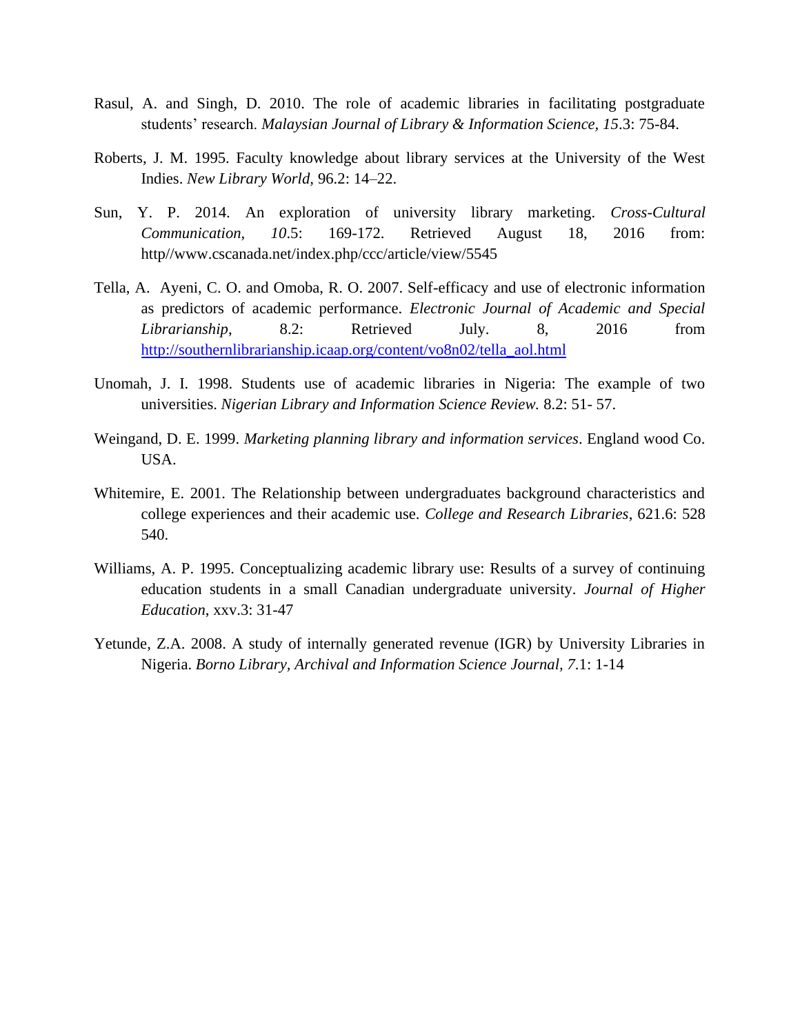Rasul, A. and Singh, D. 2010. The role of academic libraries in facilitating postgraduate students' research. *Malaysian Journal of Library & Information Science, 15*.3: 75-84.

Roberts, J. M. 1995. Faculty knowledge about library services at the University of the West Indies. *New Library World,* 96.2: 14–22.

Sun, Y. P. 2014. An exploration of university library marketing. *Cross-Cultural Communication, 10*.5: 169-172. Retrieved August 18, 2016 from: http//www.cscanada.net/index.php/ccc/article/view/5545

Tella, A. Ayeni, C. O. and Omoba, R. O. 2007. Self-efficacy and use of electronic information as predictors of academic performance. *Electronic Journal of Academic and Special Librarianship*, 8.2: Retrieved July. 8, 2016 from http://southernlibrarianship.icaap.org/content/vo8n02/tella_aol.html

Unomah, J. I. 1998. Students use of academic libraries in Nigeria: The example of two universities. *Nigerian Library and Information Science Review.* 8.2: 51- 57.

Weingand, D. E. 1999. *Marketing planning library and information services*. England wood Co. USA.

Whitemire, E. 2001. The Relationship between undergraduates background characteristics and college experiences and their academic use. *College and Research Libraries*, 621.6: 528 540.

Williams, A. P. 1995. Conceptualizing academic library use: Results of a survey of continuing education students in a small Canadian undergraduate university. *Journal of Higher Education*, xxv.3: 31-47

Yetunde, Z.A. 2008. A study of internally generated revenue (IGR) by University Libraries in Nigeria. *Borno Library, Archival and Information Science Journal, 7*.1: 1-14